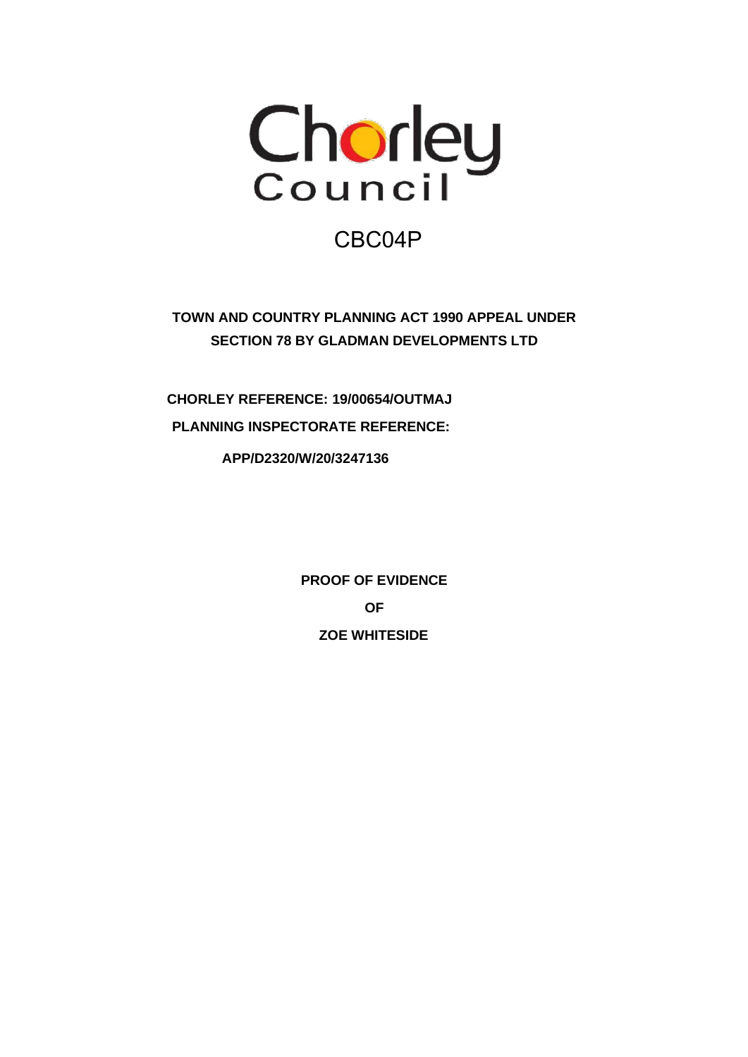Chorley Council

CBC04P

**TOWN AND COUNTRY PLANNING ACT 1990 APPEAL UNDER SECTION 78 BY GLADMAN DEVELOPMENTS LTD**

**CHORLEY REFERENCE: 19/00654/OUTMAJ**

**PLANNING INSPECTORATE REFERENCE:**

**APP/D2320/W/20/3247136**

**PROOF OF EVIDENCE**

**OF**

**ZOE WHITESIDE**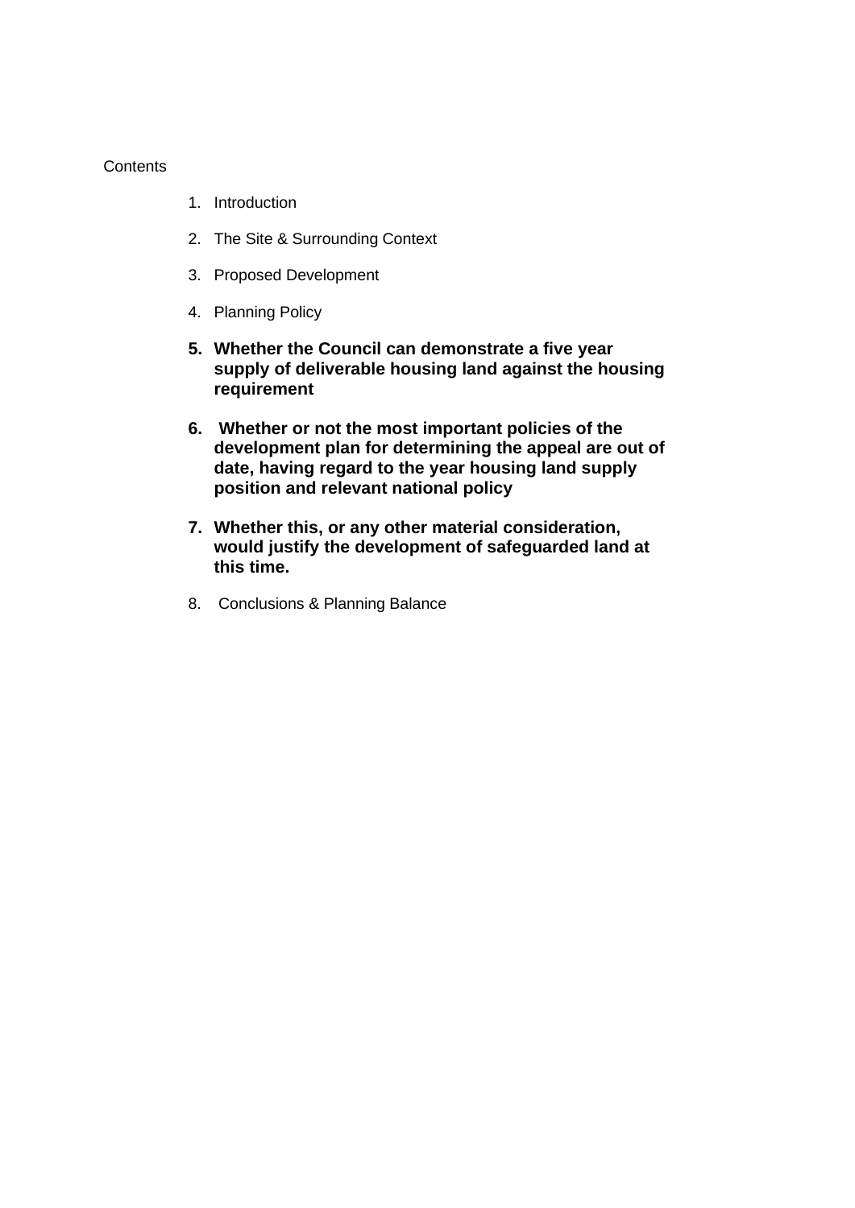Contents

1. Introduction
2. The Site & Surrounding Context
3. Proposed Development
4. Planning Policy
5. **Whether the Council can demonstrate a five year supply of deliverable housing land against the housing requirement**
6. **Whether or not the most important policies of the development plan for determining the appeal are out of date, having regard to the year housing land supply position and relevant national policy**
7. **Whether this, or any other material consideration, would justify the development of safeguarded land at this time.**
8. Conclusions & Planning Balance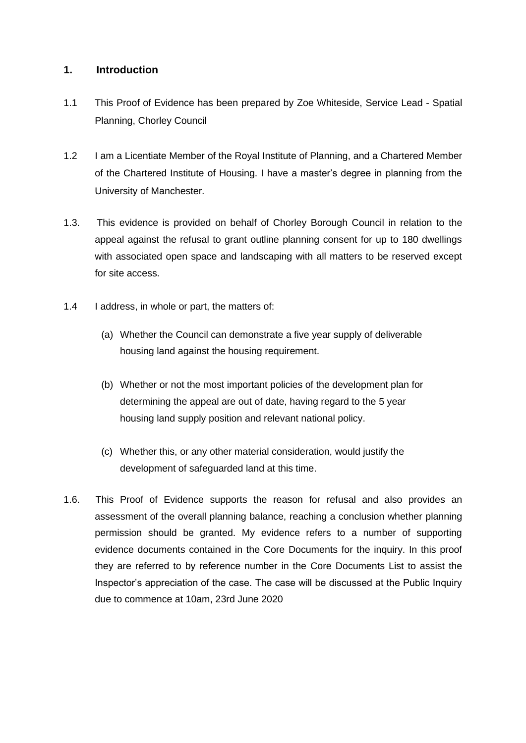## 1. Introduction

1.1 This Proof of Evidence has been prepared by Zoe Whiteside, Service Lead - Spatial Planning, Chorley Council

1.2 I am a Licentiate Member of the Royal Institute of Planning, and a Chartered Member of the Chartered Institute of Housing. I have a master's degree in planning from the University of Manchester.

1.3. This evidence is provided on behalf of Chorley Borough Council in relation to the appeal against the refusal to grant outline planning consent for up to 180 dwellings with associated open space and landscaping with all matters to be reserved except for site access.

1.4 I address, in whole or part, the matters of:

(a) Whether the Council can demonstrate a five year supply of deliverable housing land against the housing requirement.

(b) Whether or not the most important policies of the development plan for determining the appeal are out of date, having regard to the 5 year housing land supply position and relevant national policy.

(c) Whether this, or any other material consideration, would justify the development of safeguarded land at this time.

1.6. This Proof of Evidence supports the reason for refusal and also provides an assessment of the overall planning balance, reaching a conclusion whether planning permission should be granted. My evidence refers to a number of supporting evidence documents contained in the Core Documents for the inquiry. In this proof they are referred to by reference number in the Core Documents List to assist the Inspector's appreciation of the case. The case will be discussed at the Public Inquiry due to commence at 10am, 23rd June 2020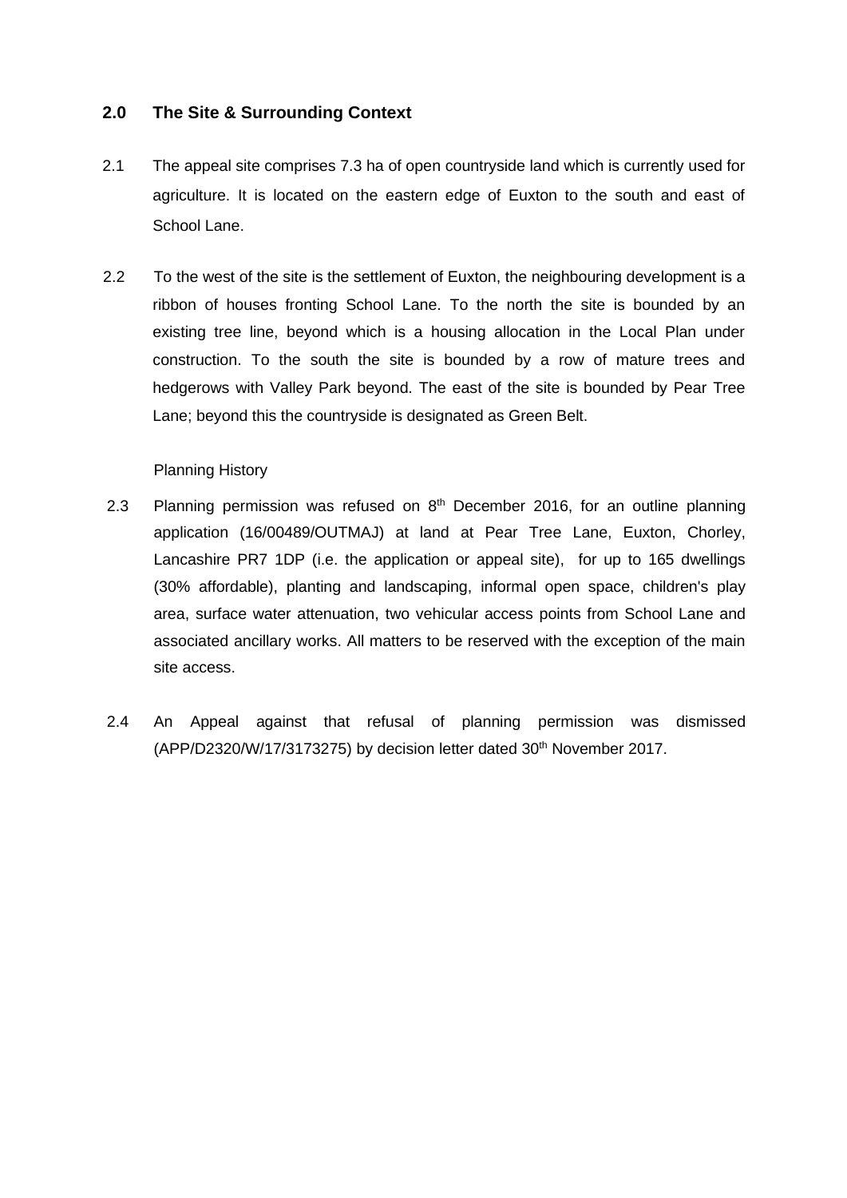## 2.0 The Site & Surrounding Context

2.1 The appeal site comprises 7.3 ha of open countryside land which is currently used for agriculture. It is located on the eastern edge of Euxton to the south and east of School Lane.

2.2 To the west of the site is the settlement of Euxton, the neighbouring development is a ribbon of houses fronting School Lane. To the north the site is bounded by an existing tree line, beyond which is a housing allocation in the Local Plan under construction. To the south the site is bounded by a row of mature trees and hedgerows with Valley Park beyond. The east of the site is bounded by Pear Tree Lane; beyond this the countryside is designated as Green Belt.

Planning History

2.3 Planning permission was refused on 8th December 2016, for an outline planning application (16/00489/OUTMAJ) at land at Pear Tree Lane, Euxton, Chorley, Lancashire PR7 1DP (i.e. the application or appeal site), for up to 165 dwellings (30% affordable), planting and landscaping, informal open space, children's play area, surface water attenuation, two vehicular access points from School Lane and associated ancillary works. All matters to be reserved with the exception of the main site access.

2.4 An Appeal against that refusal of planning permission was dismissed (APP/D2320/W/17/3173275) by decision letter dated 30th November 2017.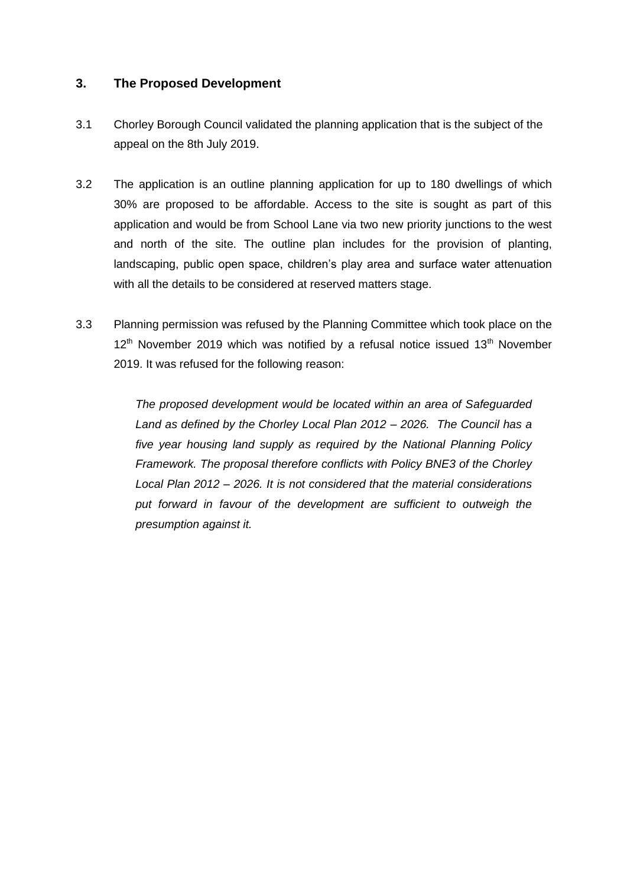## 3. The Proposed Development

3.1 Chorley Borough Council validated the planning application that is the subject of the appeal on the 8th July 2019.

3.2 The application is an outline planning application for up to 180 dwellings of which 30% are proposed to be affordable. Access to the site is sought as part of this application and would be from School Lane via two new priority junctions to the west and north of the site. The outline plan includes for the provision of planting, landscaping, public open space, children's play area and surface water attenuation with all the details to be considered at reserved matters stage.

3.3 Planning permission was refused by the Planning Committee which took place on the 12th November 2019 which was notified by a refusal notice issued 13th November 2019. It was refused for the following reason:

> *The proposed development would be located within an area of Safeguarded Land as defined by the Chorley Local Plan 2012 – 2026. The Council has a five year housing land supply as required by the National Planning Policy Framework. The proposal therefore conflicts with Policy BNE3 of the Chorley Local Plan 2012 – 2026. It is not considered that the material considerations put forward in favour of the development are sufficient to outweigh the presumption against it.*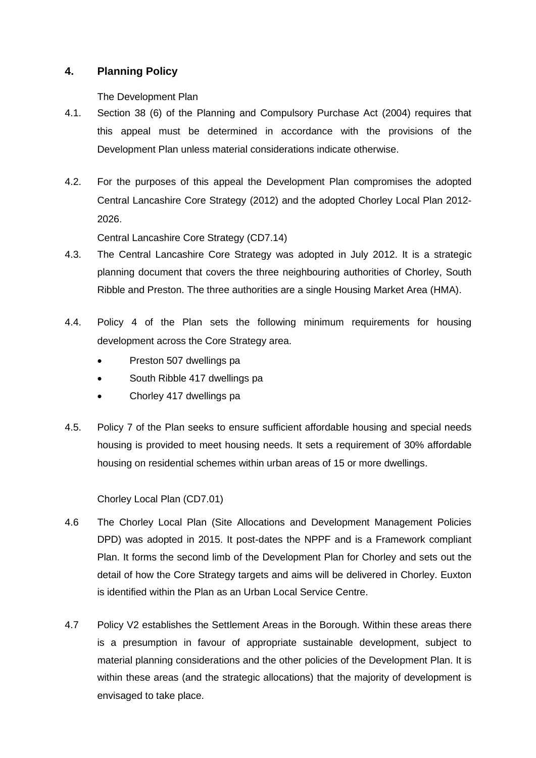## 4. Planning Policy

The Development Plan

4.1. Section 38 (6) of the Planning and Compulsory Purchase Act (2004) requires that this appeal must be determined in accordance with the provisions of the Development Plan unless material considerations indicate otherwise.

4.2. For the purposes of this appeal the Development Plan compromises the adopted Central Lancashire Core Strategy (2012) and the adopted Chorley Local Plan 2012-2026.

Central Lancashire Core Strategy (CD7.14)

4.3. The Central Lancashire Core Strategy was adopted in July 2012. It is a strategic planning document that covers the three neighbouring authorities of Chorley, South Ribble and Preston. The three authorities are a single Housing Market Area (HMA).

4.4. Policy 4 of the Plan sets the following minimum requirements for housing development across the Core Strategy area.

- Preston 507 dwellings pa
- South Ribble 417 dwellings pa
- Chorley 417 dwellings pa

4.5. Policy 7 of the Plan seeks to ensure sufficient affordable housing and special needs housing is provided to meet housing needs. It sets a requirement of 30% affordable housing on residential schemes within urban areas of 15 or more dwellings.

Chorley Local Plan (CD7.01)

4.6 The Chorley Local Plan (Site Allocations and Development Management Policies DPD) was adopted in 2015. It post-dates the NPPF and is a Framework compliant Plan. It forms the second limb of the Development Plan for Chorley and sets out the detail of how the Core Strategy targets and aims will be delivered in Chorley. Euxton is identified within the Plan as an Urban Local Service Centre.

4.7 Policy V2 establishes the Settlement Areas in the Borough. Within these areas there is a presumption in favour of appropriate sustainable development, subject to material planning considerations and the other policies of the Development Plan. It is within these areas (and the strategic allocations) that the majority of development is envisaged to take place.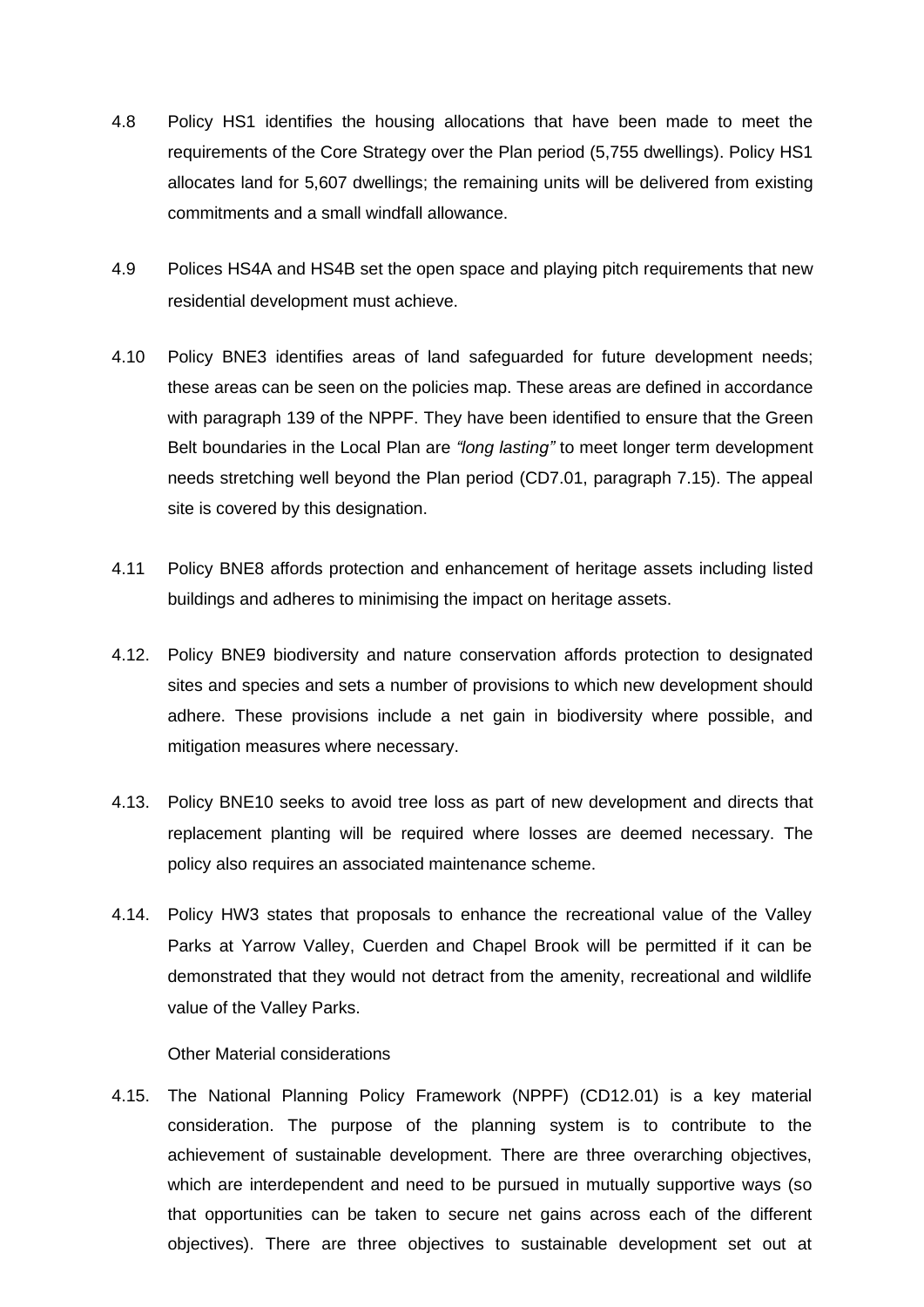4.8 Policy HS1 identifies the housing allocations that have been made to meet the requirements of the Core Strategy over the Plan period (5,755 dwellings). Policy HS1 allocates land for 5,607 dwellings; the remaining units will be delivered from existing commitments and a small windfall allowance.

4.9 Polices HS4A and HS4B set the open space and playing pitch requirements that new residential development must achieve.

4.10 Policy BNE3 identifies areas of land safeguarded for future development needs; these areas can be seen on the policies map. These areas are defined in accordance with paragraph 139 of the NPPF. They have been identified to ensure that the Green Belt boundaries in the Local Plan are *"long lasting"* to meet longer term development needs stretching well beyond the Plan period (CD7.01, paragraph 7.15). The appeal site is covered by this designation.

4.11 Policy BNE8 affords protection and enhancement of heritage assets including listed buildings and adheres to minimising the impact on heritage assets.

4.12. Policy BNE9 biodiversity and nature conservation affords protection to designated sites and species and sets a number of provisions to which new development should adhere. These provisions include a net gain in biodiversity where possible, and mitigation measures where necessary.

4.13. Policy BNE10 seeks to avoid tree loss as part of new development and directs that replacement planting will be required where losses are deemed necessary. The policy also requires an associated maintenance scheme.

4.14. Policy HW3 states that proposals to enhance the recreational value of the Valley Parks at Yarrow Valley, Cuerden and Chapel Brook will be permitted if it can be demonstrated that they would not detract from the amenity, recreational and wildlife value of the Valley Parks.

Other Material considerations

4.15. The National Planning Policy Framework (NPPF) (CD12.01) is a key material consideration. The purpose of the planning system is to contribute to the achievement of sustainable development. There are three overarching objectives, which are interdependent and need to be pursued in mutually supportive ways (so that opportunities can be taken to secure net gains across each of the different objectives). There are three objectives to sustainable development set out at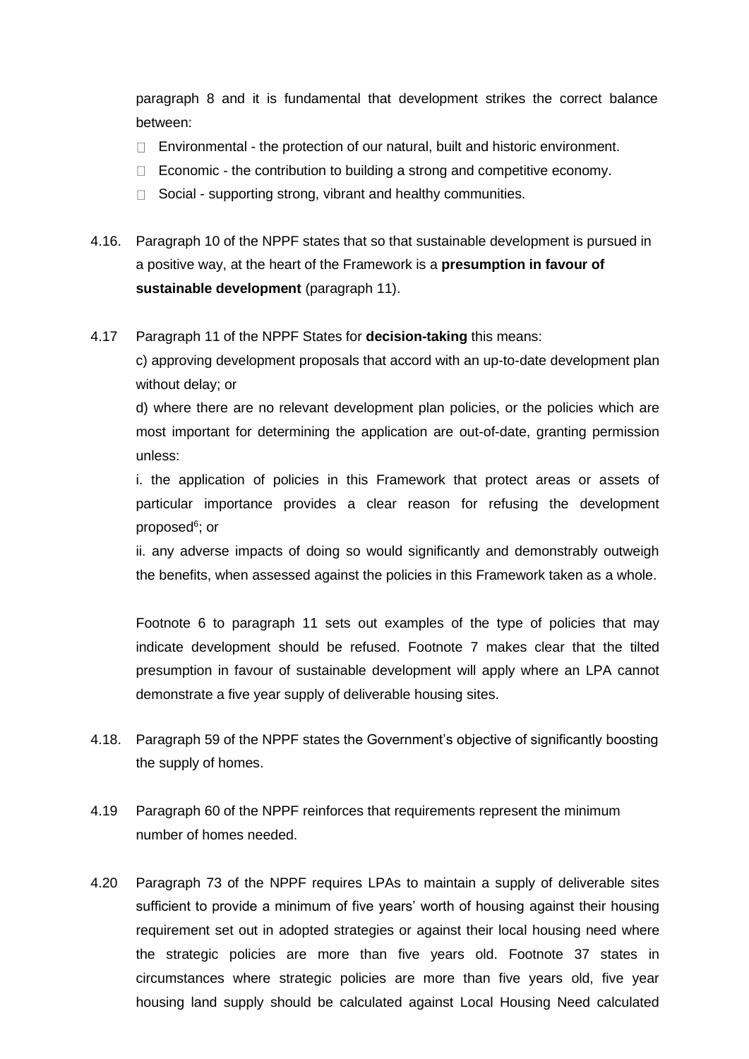paragraph 8 and it is fundamental that development strikes the correct balance between:

- Environmental - the protection of our natural, built and historic environment.
- Economic - the contribution to building a strong and competitive economy.
- Social - supporting strong, vibrant and healthy communities.

4.16. Paragraph 10 of the NPPF states that so that sustainable development is pursued in a positive way, at the heart of the Framework is a **presumption in favour of sustainable development** (paragraph 11).

4.17 Paragraph 11 of the NPPF States for **decision-taking** this means:

c) approving development proposals that accord with an up-to-date development plan without delay; or

d) where there are no relevant development plan policies, or the policies which are most important for determining the application are out-of-date, granting permission unless:

i. the application of policies in this Framework that protect areas or assets of particular importance provides a clear reason for refusing the development proposed[6]; or

ii. any adverse impacts of doing so would significantly and demonstrably outweigh the benefits, when assessed against the policies in this Framework taken as a whole.

Footnote 6 to paragraph 11 sets out examples of the type of policies that may indicate development should be refused. Footnote 7 makes clear that the tilted presumption in favour of sustainable development will apply where an LPA cannot demonstrate a five year supply of deliverable housing sites.

4.18. Paragraph 59 of the NPPF states the Government's objective of significantly boosting the supply of homes.

4.19 Paragraph 60 of the NPPF reinforces that requirements represent the minimum number of homes needed.

4.20 Paragraph 73 of the NPPF requires LPAs to maintain a supply of deliverable sites sufficient to provide a minimum of five years' worth of housing against their housing requirement set out in adopted strategies or against their local housing need where the strategic policies are more than five years old. Footnote 37 states in circumstances where strategic policies are more than five years old, five year housing land supply should be calculated against Local Housing Need calculated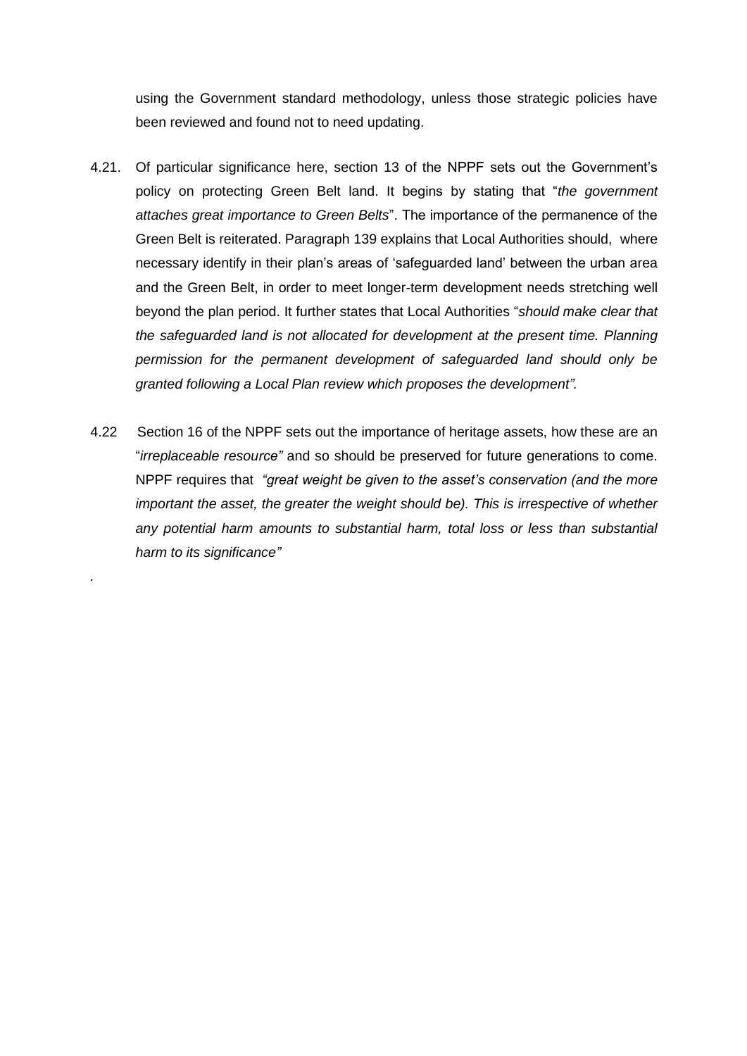using the Government standard methodology, unless those strategic policies have been reviewed and found not to need updating.

4.21. Of particular significance here, section 13 of the NPPF sets out the Government's policy on protecting Green Belt land. It begins by stating that "*the government attaches great importance to Green Belts*". The importance of the permanence of the Green Belt is reiterated. Paragraph 139 explains that Local Authorities should, where necessary identify in their plan's areas of 'safeguarded land' between the urban area and the Green Belt, in order to meet longer-term development needs stretching well beyond the plan period. It further states that Local Authorities "*should make clear that the safeguarded land is not allocated for development at the present time. Planning permission for the permanent development of safeguarded land should only be granted following a Local Plan review which proposes the development".*

4.22 Section 16 of the NPPF sets out the importance of heritage assets, how these are an "*irreplaceable resource"* and so should be preserved for future generations to come. NPPF requires that *"great weight be given to the asset's conservation (and the more important the asset, the greater the weight should be). This is irrespective of whether any potential harm amounts to substantial harm, total loss or less than substantial harm to its significance"*

.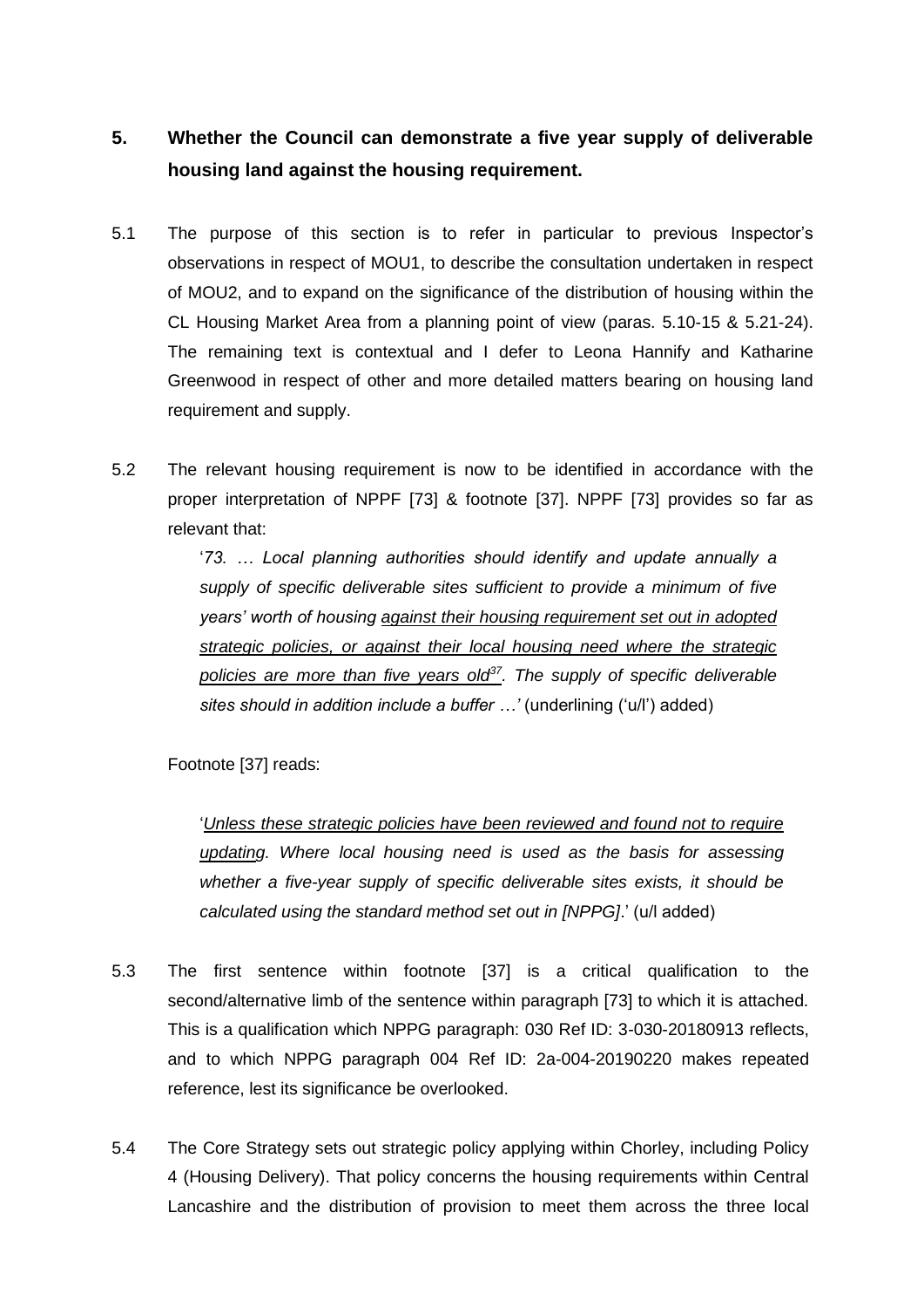## 5. Whether the Council can demonstrate a five year supply of deliverable housing land against the housing requirement.

5.1 The purpose of this section is to refer in particular to previous Inspector's observations in respect of MOU1, to describe the consultation undertaken in respect of MOU2, and to expand on the significance of the distribution of housing within the CL Housing Market Area from a planning point of view (paras. 5.10-15 & 5.21-24). The remaining text is contextual and I defer to Leona Hannify and Katharine Greenwood in respect of other and more detailed matters bearing on housing land requirement and supply.

5.2 The relevant housing requirement is now to be identified in accordance with the proper interpretation of NPPF [73] & footnote [37]. NPPF [73] provides so far as relevant that:

> '*73. … Local planning authorities should identify and update annually a supply of specific deliverable sites sufficient to provide a minimum of five years' worth of housing <u>against their housing requirement set out in adopted strategic policies, or against their local housing need where the strategic policies are more than five years old</u>[37]. The supply of specific deliverable sites should in addition include a buffer …*' (underlining ('u/l') added)

Footnote [37] reads:

> '*<u>Unless these strategic policies have been reviewed and found not to require updating</u>. Where local housing need is used as the basis for assessing whether a five-year supply of specific deliverable sites exists, it should be calculated using the standard method set out in [NPPG]*.' (u/l added)

5.3 The first sentence within footnote [37] is a critical qualification to the second/alternative limb of the sentence within paragraph [73] to which it is attached. This is a qualification which NPPG paragraph: 030 Ref ID: 3-030-20180913 reflects, and to which NPPG paragraph 004 Ref ID: 2a-004-20190220 makes repeated reference, lest its significance be overlooked.

5.4 The Core Strategy sets out strategic policy applying within Chorley, including Policy 4 (Housing Delivery). That policy concerns the housing requirements within Central Lancashire and the distribution of provision to meet them across the three local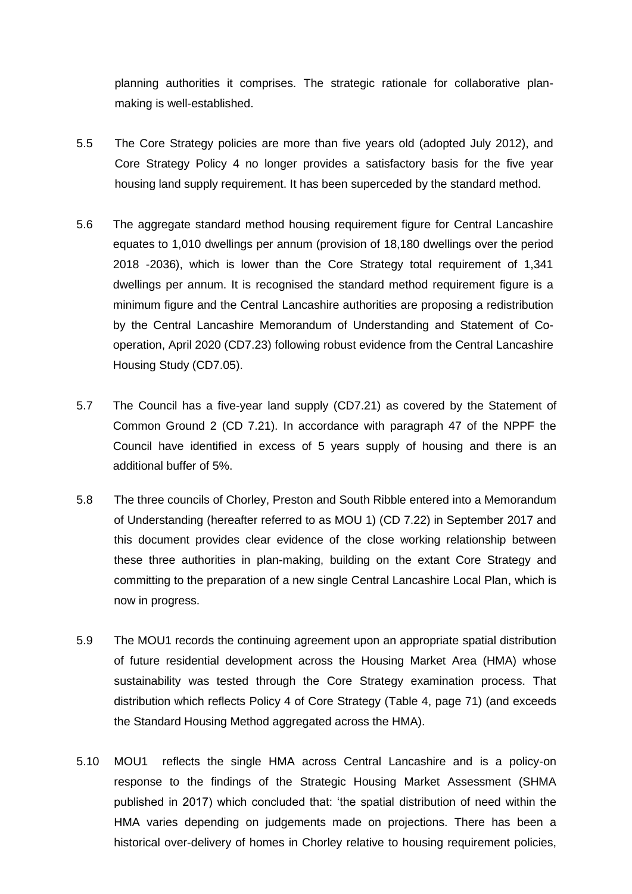planning authorities it comprises. The strategic rationale for collaborative plan-making is well-established.

5.5 The Core Strategy policies are more than five years old (adopted July 2012), and Core Strategy Policy 4 no longer provides a satisfactory basis for the five year housing land supply requirement. It has been superceded by the standard method.

5.6 The aggregate standard method housing requirement figure for Central Lancashire equates to 1,010 dwellings per annum (provision of 18,180 dwellings over the period 2018 -2036), which is lower than the Core Strategy total requirement of 1,341 dwellings per annum. It is recognised the standard method requirement figure is a minimum figure and the Central Lancashire authorities are proposing a redistribution by the Central Lancashire Memorandum of Understanding and Statement of Co-operation, April 2020 (CD7.23) following robust evidence from the Central Lancashire Housing Study (CD7.05).

5.7 The Council has a five-year land supply (CD7.21) as covered by the Statement of Common Ground 2 (CD 7.21). In accordance with paragraph 47 of the NPPF the Council have identified in excess of 5 years supply of housing and there is an additional buffer of 5%.

5.8 The three councils of Chorley, Preston and South Ribble entered into a Memorandum of Understanding (hereafter referred to as MOU 1) (CD 7.22) in September 2017 and this document provides clear evidence of the close working relationship between these three authorities in plan-making, building on the extant Core Strategy and committing to the preparation of a new single Central Lancashire Local Plan, which is now in progress.

5.9 The MOU1 records the continuing agreement upon an appropriate spatial distribution of future residential development across the Housing Market Area (HMA) whose sustainability was tested through the Core Strategy examination process. That distribution which reflects Policy 4 of Core Strategy (Table 4, page 71) (and exceeds the Standard Housing Method aggregated across the HMA).

5.10 MOU1 reflects the single HMA across Central Lancashire and is a policy-on response to the findings of the Strategic Housing Market Assessment (SHMA published in 2017) which concluded that: 'the spatial distribution of need within the HMA varies depending on judgements made on projections. There has been a historical over-delivery of homes in Chorley relative to housing requirement policies,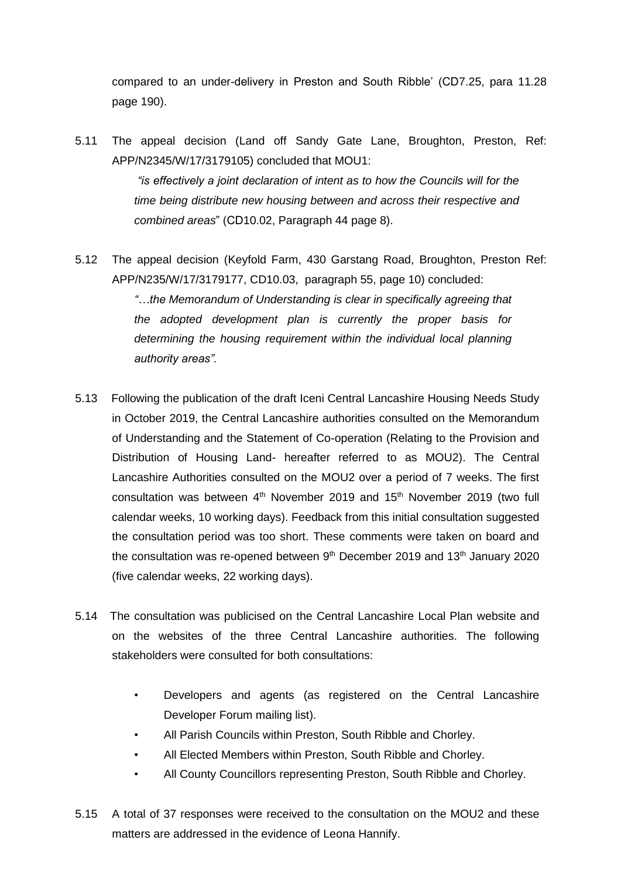compared to an under-delivery in Preston and South Ribble' (CD7.25, para 11.28 page 190).

5.11 The appeal decision (Land off Sandy Gate Lane, Broughton, Preston, Ref: APP/N2345/W/17/3179105) concluded that MOU1:

> *"is effectively a joint declaration of intent as to how the Councils will for the time being distribute new housing between and across their respective and combined areas*" (CD10.02, Paragraph 44 page 8).

5.12 The appeal decision (Keyfold Farm, 430 Garstang Road, Broughton, Preston Ref: APP/N235/W/17/3179177, CD10.03, paragraph 55, page 10) concluded:

> *"…the Memorandum of Understanding is clear in specifically agreeing that the adopted development plan is currently the proper basis for determining the housing requirement within the individual local planning authority areas".*

5.13 Following the publication of the draft Iceni Central Lancashire Housing Needs Study in October 2019, the Central Lancashire authorities consulted on the Memorandum of Understanding and the Statement of Co-operation (Relating to the Provision and Distribution of Housing Land- hereafter referred to as MOU2). The Central Lancashire Authorities consulted on the MOU2 over a period of 7 weeks. The first consultation was between 4th November 2019 and 15th November 2019 (two full calendar weeks, 10 working days). Feedback from this initial consultation suggested the consultation period was too short. These comments were taken on board and the consultation was re-opened between 9th December 2019 and 13th January 2020 (five calendar weeks, 22 working days).

5.14 The consultation was publicised on the Central Lancashire Local Plan website and on the websites of the three Central Lancashire authorities. The following stakeholders were consulted for both consultations:

- Developers and agents (as registered on the Central Lancashire Developer Forum mailing list).
- All Parish Councils within Preston, South Ribble and Chorley.
- All Elected Members within Preston, South Ribble and Chorley.
- All County Councillors representing Preston, South Ribble and Chorley.

5.15 A total of 37 responses were received to the consultation on the MOU2 and these matters are addressed in the evidence of Leona Hannify.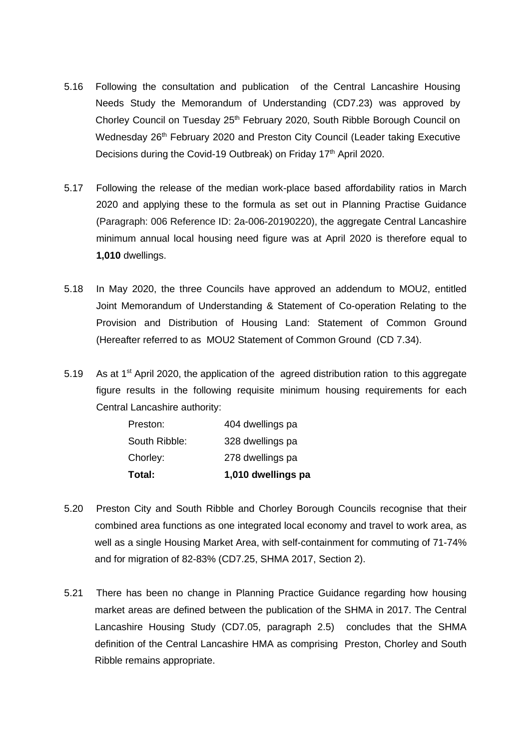5.16 Following the consultation and publication of the Central Lancashire Housing Needs Study the Memorandum of Understanding (CD7.23) was approved by Chorley Council on Tuesday 25th February 2020, South Ribble Borough Council on Wednesday 26th February 2020 and Preston City Council (Leader taking Executive Decisions during the Covid-19 Outbreak) on Friday 17th April 2020.

5.17 Following the release of the median work-place based affordability ratios in March 2020 and applying these to the formula as set out in Planning Practise Guidance (Paragraph: 006 Reference ID: 2a-006-20190220), the aggregate Central Lancashire minimum annual local housing need figure was at April 2020 is therefore equal to **1,010** dwellings.

5.18 In May 2020, the three Councils have approved an addendum to MOU2, entitled Joint Memorandum of Understanding & Statement of Co-operation Relating to the Provision and Distribution of Housing Land: Statement of Common Ground (Hereafter referred to as MOU2 Statement of Common Ground (CD 7.34).

5.19 As at 1st April 2020, the application of the agreed distribution ration to this aggregate figure results in the following requisite minimum housing requirements for each Central Lancashire authority:

| | |
|---|---|
| Preston: | 404 dwellings pa |
| South Ribble: | 328 dwellings pa |
| Chorley: | 278 dwellings pa |
| **Total:** | **1,010 dwellings pa** |

5.20 Preston City and South Ribble and Chorley Borough Councils recognise that their combined area functions as one integrated local economy and travel to work area, as well as a single Housing Market Area, with self-containment for commuting of 71-74% and for migration of 82-83% (CD7.25, SHMA 2017, Section 2).

5.21 There has been no change in Planning Practice Guidance regarding how housing market areas are defined between the publication of the SHMA in 2017. The Central Lancashire Housing Study (CD7.05, paragraph 2.5) concludes that the SHMA definition of the Central Lancashire HMA as comprising Preston, Chorley and South Ribble remains appropriate.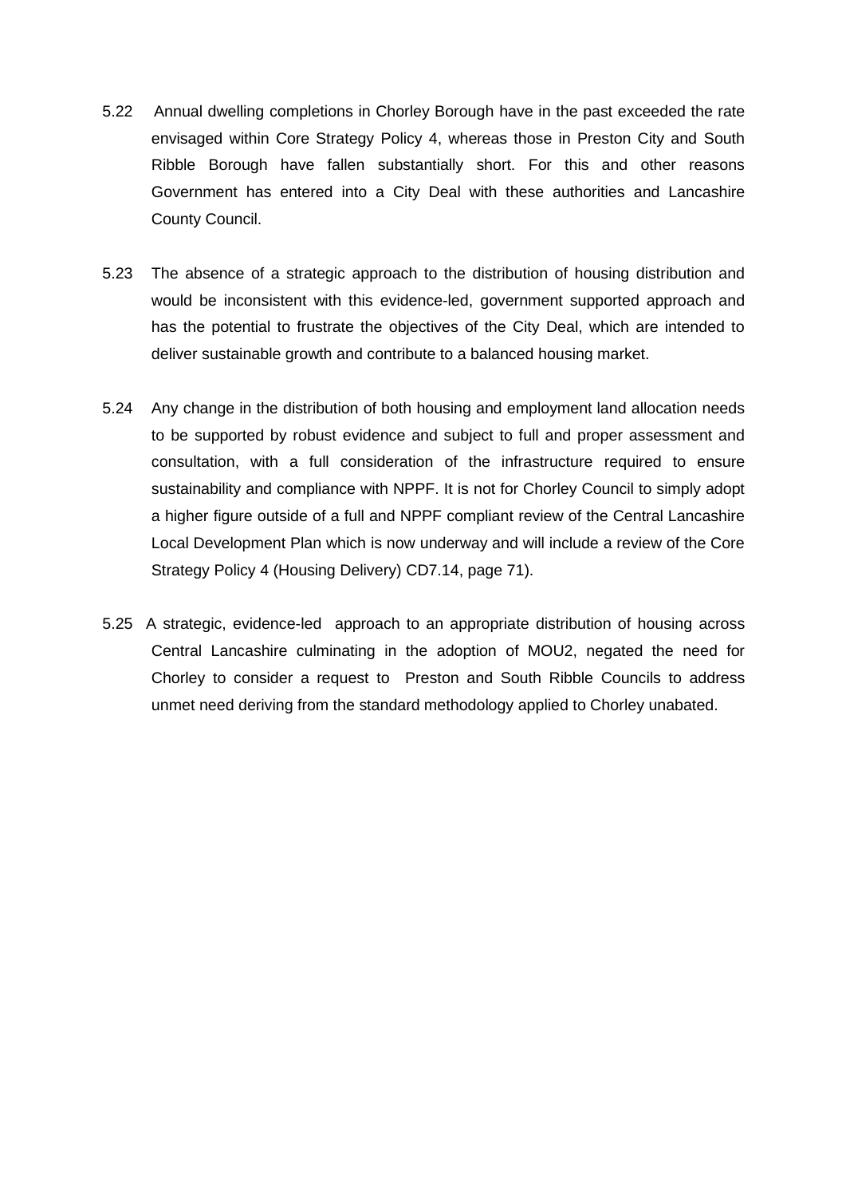5.22 Annual dwelling completions in Chorley Borough have in the past exceeded the rate envisaged within Core Strategy Policy 4, whereas those in Preston City and South Ribble Borough have fallen substantially short. For this and other reasons Government has entered into a City Deal with these authorities and Lancashire County Council.

5.23 The absence of a strategic approach to the distribution of housing distribution and would be inconsistent with this evidence-led, government supported approach and has the potential to frustrate the objectives of the City Deal, which are intended to deliver sustainable growth and contribute to a balanced housing market.

5.24 Any change in the distribution of both housing and employment land allocation needs to be supported by robust evidence and subject to full and proper assessment and consultation, with a full consideration of the infrastructure required to ensure sustainability and compliance with NPPF. It is not for Chorley Council to simply adopt a higher figure outside of a full and NPPF compliant review of the Central Lancashire Local Development Plan which is now underway and will include a review of the Core Strategy Policy 4 (Housing Delivery) CD7.14, page 71).

5.25 A strategic, evidence-led approach to an appropriate distribution of housing across Central Lancashire culminating in the adoption of MOU2, negated the need for Chorley to consider a request to Preston and South Ribble Councils to address unmet need deriving from the standard methodology applied to Chorley unabated.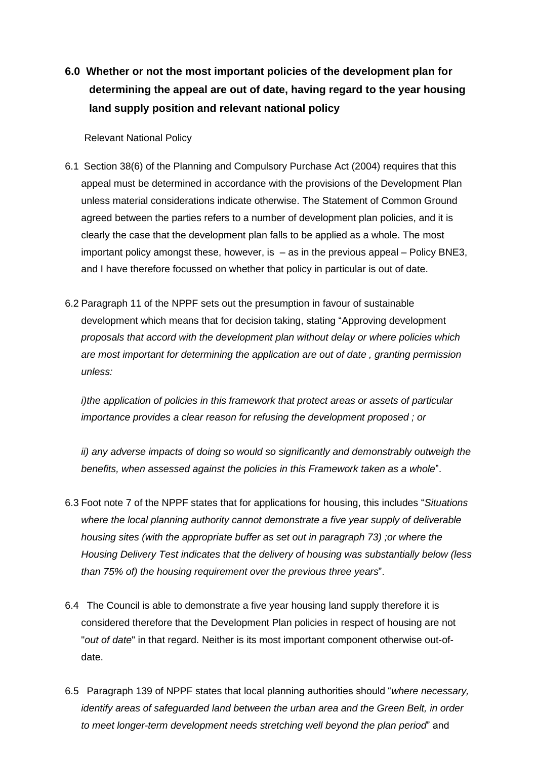## 6.0 Whether or not the most important policies of the development plan for determining the appeal are out of date, having regard to the year housing land supply position and relevant national policy

Relevant National Policy

6.1 Section 38(6) of the Planning and Compulsory Purchase Act (2004) requires that this appeal must be determined in accordance with the provisions of the Development Plan unless material considerations indicate otherwise. The Statement of Common Ground agreed between the parties refers to a number of development plan policies, and it is clearly the case that the development plan falls to be applied as a whole. The most important policy amongst these, however, is – as in the previous appeal – Policy BNE3, and I have therefore focussed on whether that policy in particular is out of date.

6.2 Paragraph 11 of the NPPF sets out the presumption in favour of sustainable development which means that for decision taking, stating "Approving development *proposals that accord with the development plan without delay or where policies which are most important for determining the application are out of date , granting permission unless:*

*i)the application of policies in this framework that protect areas or assets of particular importance provides a clear reason for refusing the development proposed ; or*

*ii) any adverse impacts of doing so would so significantly and demonstrably outweigh the benefits, when assessed against the policies in this Framework taken as a whole*".

6.3 Foot note 7 of the NPPF states that for applications for housing, this includes "*Situations where the local planning authority cannot demonstrate a five year supply of deliverable housing sites (with the appropriate buffer as set out in paragraph 73) ;or where the Housing Delivery Test indicates that the delivery of housing was substantially below (less than 75% of) the housing requirement over the previous three years*".

6.4 The Council is able to demonstrate a five year housing land supply therefore it is considered therefore that the Development Plan policies in respect of housing are not "*out of date*" in that regard. Neither is its most important component otherwise out-of-date.

6.5 Paragraph 139 of NPPF states that local planning authorities should "*where necessary, identify areas of safeguarded land between the urban area and the Green Belt, in order to meet longer-term development needs stretching well beyond the plan period*" and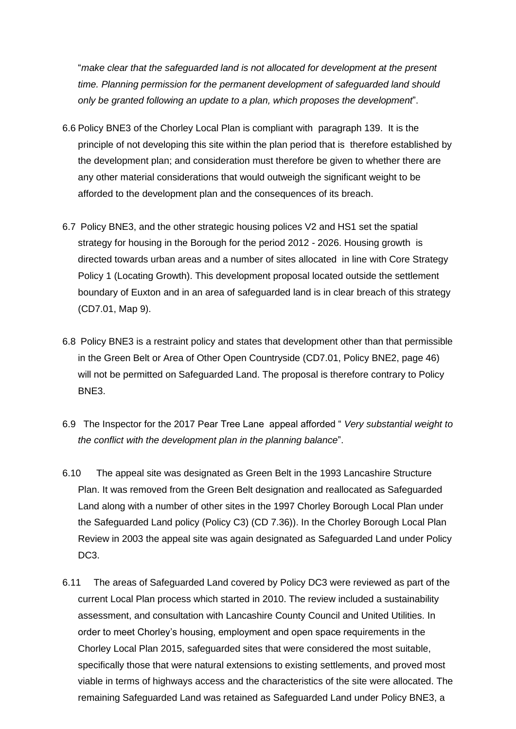"*make clear that the safeguarded land is not allocated for development at the present time. Planning permission for the permanent development of safeguarded land should only be granted following an update to a plan, which proposes the development*".

6.6 Policy BNE3 of the Chorley Local Plan is compliant with paragraph 139. It is the principle of not developing this site within the plan period that is therefore established by the development plan; and consideration must therefore be given to whether there are any other material considerations that would outweigh the significant weight to be afforded to the development plan and the consequences of its breach.

6.7 Policy BNE3, and the other strategic housing polices V2 and HS1 set the spatial strategy for housing in the Borough for the period 2012 - 2026. Housing growth is directed towards urban areas and a number of sites allocated in line with Core Strategy Policy 1 (Locating Growth). This development proposal located outside the settlement boundary of Euxton and in an area of safeguarded land is in clear breach of this strategy (CD7.01, Map 9).

6.8 Policy BNE3 is a restraint policy and states that development other than that permissible in the Green Belt or Area of Other Open Countryside (CD7.01, Policy BNE2, page 46) will not be permitted on Safeguarded Land. The proposal is therefore contrary to Policy BNE3.

6.9 The Inspector for the 2017 Pear Tree Lane appeal afforded " *Very substantial weight to the conflict with the development plan in the planning balance*".

6.10 The appeal site was designated as Green Belt in the 1993 Lancashire Structure Plan. It was removed from the Green Belt designation and reallocated as Safeguarded Land along with a number of other sites in the 1997 Chorley Borough Local Plan under the Safeguarded Land policy (Policy C3) (CD 7.36)). In the Chorley Borough Local Plan Review in 2003 the appeal site was again designated as Safeguarded Land under Policy DC3.

6.11 The areas of Safeguarded Land covered by Policy DC3 were reviewed as part of the current Local Plan process which started in 2010. The review included a sustainability assessment, and consultation with Lancashire County Council and United Utilities. In order to meet Chorley's housing, employment and open space requirements in the Chorley Local Plan 2015, safeguarded sites that were considered the most suitable, specifically those that were natural extensions to existing settlements, and proved most viable in terms of highways access and the characteristics of the site were allocated. The remaining Safeguarded Land was retained as Safeguarded Land under Policy BNE3, a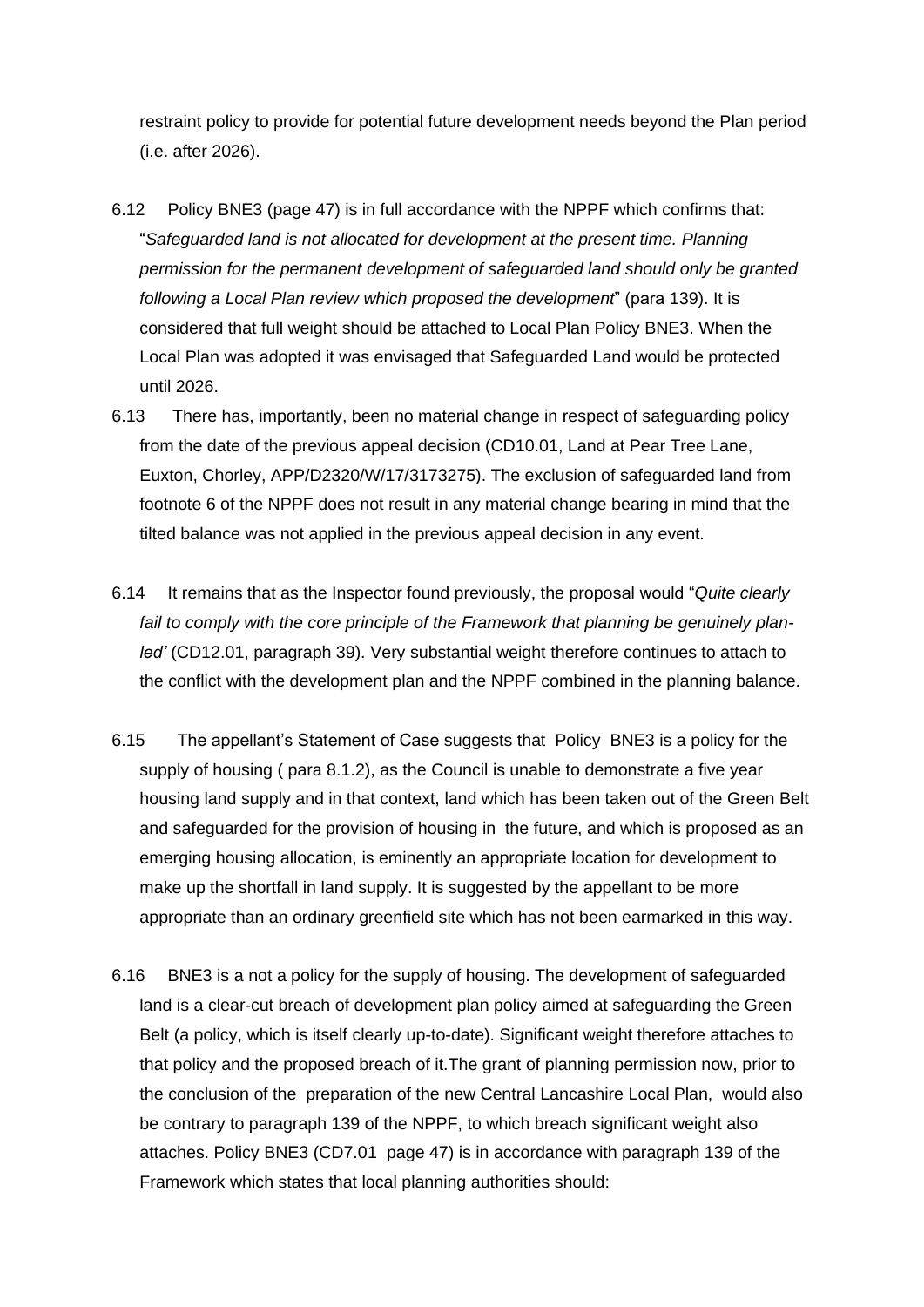restraint policy to provide for potential future development needs beyond the Plan period (i.e. after 2026).

6.12 Policy BNE3 (page 47) is in full accordance with the NPPF which confirms that: "*Safeguarded land is not allocated for development at the present time. Planning permission for the permanent development of safeguarded land should only be granted following a Local Plan review which proposed the development*" (para 139). It is considered that full weight should be attached to Local Plan Policy BNE3. When the Local Plan was adopted it was envisaged that Safeguarded Land would be protected until 2026.

6.13 There has, importantly, been no material change in respect of safeguarding policy from the date of the previous appeal decision (CD10.01, Land at Pear Tree Lane, Euxton, Chorley, APP/D2320/W/17/3173275). The exclusion of safeguarded land from footnote 6 of the NPPF does not result in any material change bearing in mind that the tilted balance was not applied in the previous appeal decision in any event.

6.14 It remains that as the Inspector found previously, the proposal would "*Quite clearly fail to comply with the core principle of the Framework that planning be genuinely plan-led'* (CD12.01, paragraph 39). Very substantial weight therefore continues to attach to the conflict with the development plan and the NPPF combined in the planning balance.

6.15 The appellant's Statement of Case suggests that Policy BNE3 is a policy for the supply of housing ( para 8.1.2), as the Council is unable to demonstrate a five year housing land supply and in that context, land which has been taken out of the Green Belt and safeguarded for the provision of housing in the future, and which is proposed as an emerging housing allocation, is eminently an appropriate location for development to make up the shortfall in land supply. It is suggested by the appellant to be more appropriate than an ordinary greenfield site which has not been earmarked in this way.

6.16 BNE3 is a not a policy for the supply of housing. The development of safeguarded land is a clear-cut breach of development plan policy aimed at safeguarding the Green Belt (a policy, which is itself clearly up-to-date). Significant weight therefore attaches to that policy and the proposed breach of it.The grant of planning permission now, prior to the conclusion of the preparation of the new Central Lancashire Local Plan, would also be contrary to paragraph 139 of the NPPF, to which breach significant weight also attaches. Policy BNE3 (CD7.01 page 47) is in accordance with paragraph 139 of the Framework which states that local planning authorities should: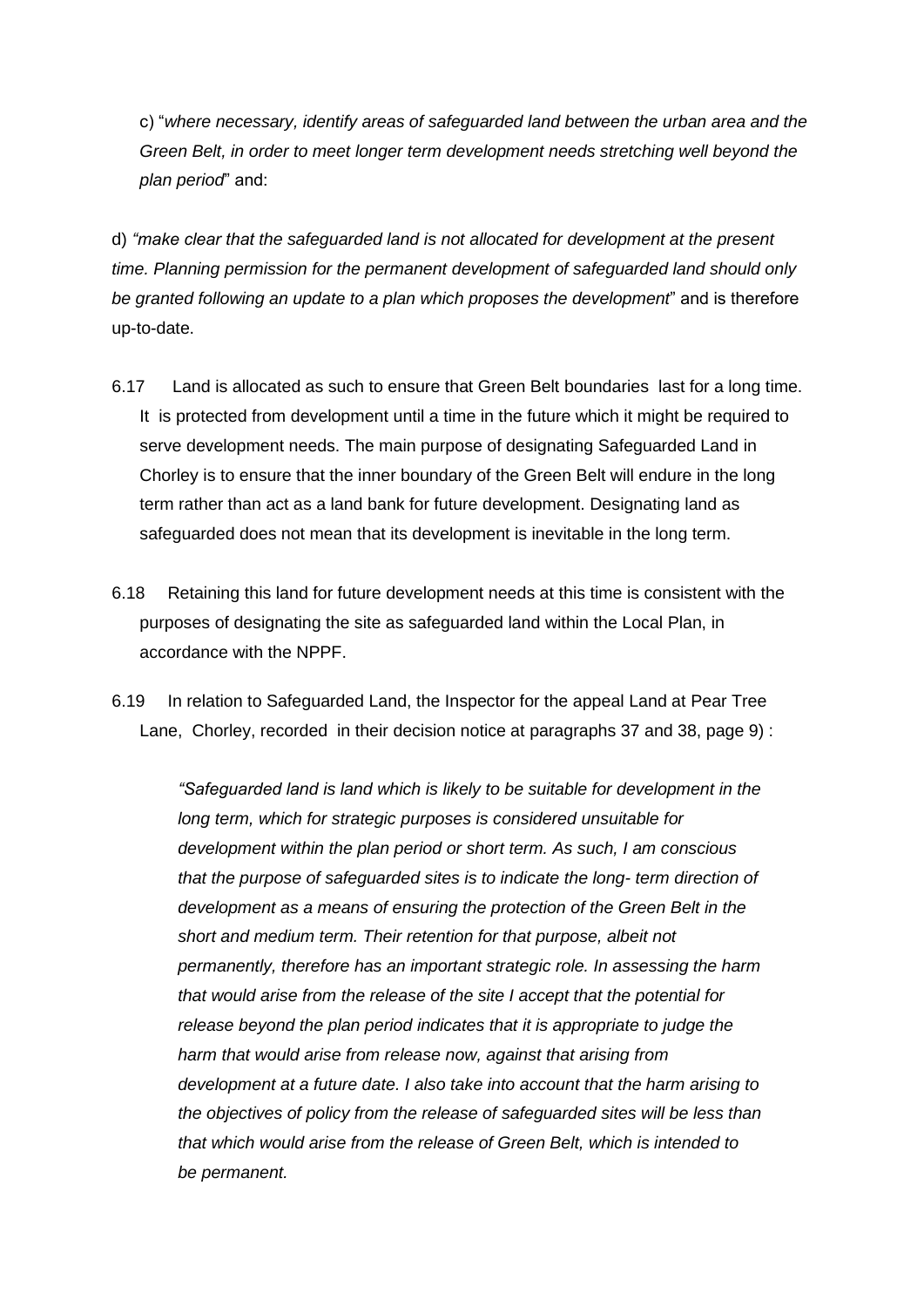c) "*where necessary, identify areas of safeguarded land between the urban area and the Green Belt, in order to meet longer term development needs stretching well beyond the plan period*" and:

d) *"make clear that the safeguarded land is not allocated for development at the present time. Planning permission for the permanent development of safeguarded land should only be granted following an update to a plan which proposes the development*" and is therefore up-to-date.

6.17 Land is allocated as such to ensure that Green Belt boundaries last for a long time. It is protected from development until a time in the future which it might be required to serve development needs. The main purpose of designating Safeguarded Land in Chorley is to ensure that the inner boundary of the Green Belt will endure in the long term rather than act as a land bank for future development. Designating land as safeguarded does not mean that its development is inevitable in the long term.

6.18 Retaining this land for future development needs at this time is consistent with the purposes of designating the site as safeguarded land within the Local Plan, in accordance with the NPPF.

6.19 In relation to Safeguarded Land, the Inspector for the appeal Land at Pear Tree Lane, Chorley, recorded in their decision notice at paragraphs 37 and 38, page 9) :

> *"Safeguarded land is land which is likely to be suitable for development in the long term, which for strategic purposes is considered unsuitable for development within the plan period or short term. As such, I am conscious that the purpose of safeguarded sites is to indicate the long- term direction of development as a means of ensuring the protection of the Green Belt in the short and medium term. Their retention for that purpose, albeit not permanently, therefore has an important strategic role. In assessing the harm that would arise from the release of the site I accept that the potential for release beyond the plan period indicates that it is appropriate to judge the harm that would arise from release now, against that arising from development at a future date. I also take into account that the harm arising to the objectives of policy from the release of safeguarded sites will be less than that which would arise from the release of Green Belt, which is intended to be permanent.*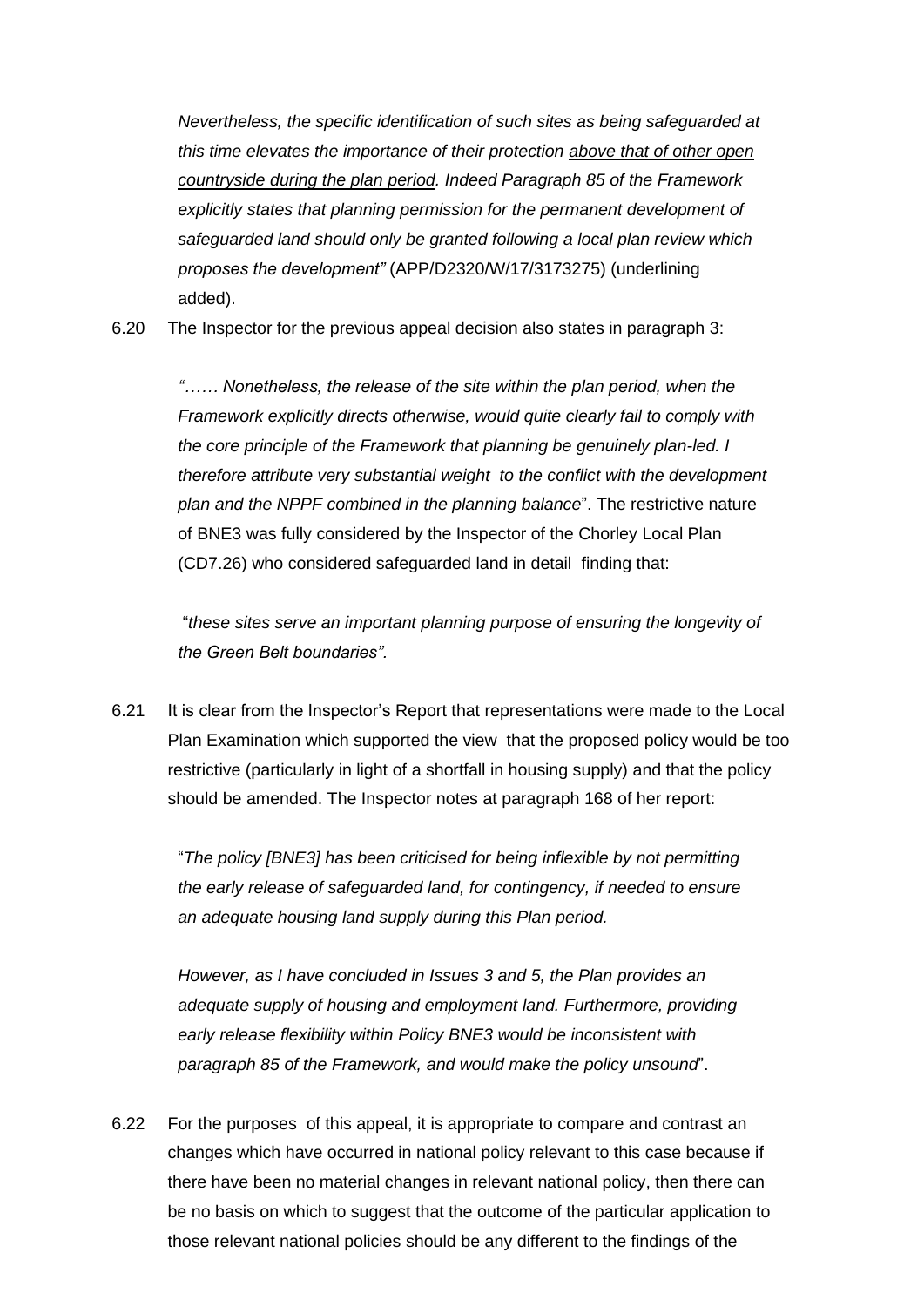*Nevertheless, the specific identification of such sites as being safeguarded at this time elevates the importance of their protection <u>above that of other open countryside during the plan period</u>. Indeed Paragraph 85 of the Framework explicitly states that planning permission for the permanent development of safeguarded land should only be granted following a local plan review which proposes the development"* (APP/D2320/W/17/3173275) (underlining added).

6.20 The Inspector for the previous appeal decision also states in paragraph 3:

*"…… Nonetheless, the release of the site within the plan period, when the Framework explicitly directs otherwise, would quite clearly fail to comply with the core principle of the Framework that planning be genuinely plan-led. I therefore attribute very substantial weight to the conflict with the development plan and the NPPF combined in the planning balance*". The restrictive nature of BNE3 was fully considered by the Inspector of the Chorley Local Plan (CD7.26) who considered safeguarded land in detail finding that:

"*these sites serve an important planning purpose of ensuring the longevity of the Green Belt boundaries".*

6.21 It is clear from the Inspector's Report that representations were made to the Local Plan Examination which supported the view that the proposed policy would be too restrictive (particularly in light of a shortfall in housing supply) and that the policy should be amended. The Inspector notes at paragraph 168 of her report:

"*The policy [BNE3] has been criticised for being inflexible by not permitting the early release of safeguarded land, for contingency, if needed to ensure an adequate housing land supply during this Plan period.*

*However, as I have concluded in Issues 3 and 5, the Plan provides an adequate supply of housing and employment land. Furthermore, providing early release flexibility within Policy BNE3 would be inconsistent with paragraph 85 of the Framework, and would make the policy unsound*".

6.22 For the purposes of this appeal, it is appropriate to compare and contrast an changes which have occurred in national policy relevant to this case because if there have been no material changes in relevant national policy, then there can be no basis on which to suggest that the outcome of the particular application to those relevant national policies should be any different to the findings of the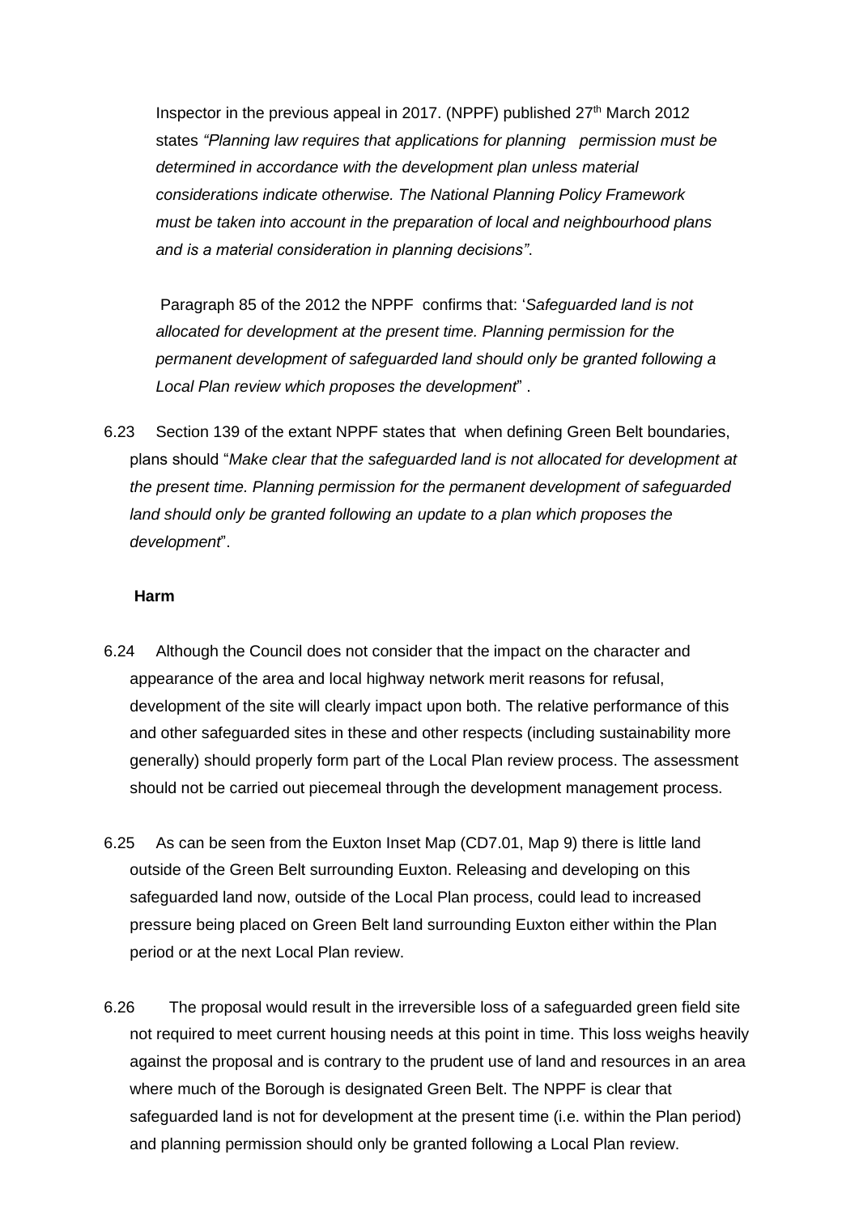Inspector in the previous appeal in 2017. (NPPF) published 27th March 2012 states *"Planning law requires that applications for planning permission must be determined in accordance with the development plan unless material considerations indicate otherwise. The National Planning Policy Framework must be taken into account in the preparation of local and neighbourhood plans and is a material consideration in planning decisions"*.

Paragraph 85 of the 2012 the NPPF confirms that: '*Safeguarded land is not allocated for development at the present time. Planning permission for the permanent development of safeguarded land should only be granted following a Local Plan review which proposes the development*" .

6.23 Section 139 of the extant NPPF states that when defining Green Belt boundaries, plans should "*Make clear that the safeguarded land is not allocated for development at the present time. Planning permission for the permanent development of safeguarded land should only be granted following an update to a plan which proposes the development*".

**Harm**

6.24 Although the Council does not consider that the impact on the character and appearance of the area and local highway network merit reasons for refusal, development of the site will clearly impact upon both. The relative performance of this and other safeguarded sites in these and other respects (including sustainability more generally) should properly form part of the Local Plan review process. The assessment should not be carried out piecemeal through the development management process.

6.25 As can be seen from the Euxton Inset Map (CD7.01, Map 9) there is little land outside of the Green Belt surrounding Euxton. Releasing and developing on this safeguarded land now, outside of the Local Plan process, could lead to increased pressure being placed on Green Belt land surrounding Euxton either within the Plan period or at the next Local Plan review.

6.26 The proposal would result in the irreversible loss of a safeguarded green field site not required to meet current housing needs at this point in time. This loss weighs heavily against the proposal and is contrary to the prudent use of land and resources in an area where much of the Borough is designated Green Belt. The NPPF is clear that safeguarded land is not for development at the present time (i.e. within the Plan period) and planning permission should only be granted following a Local Plan review.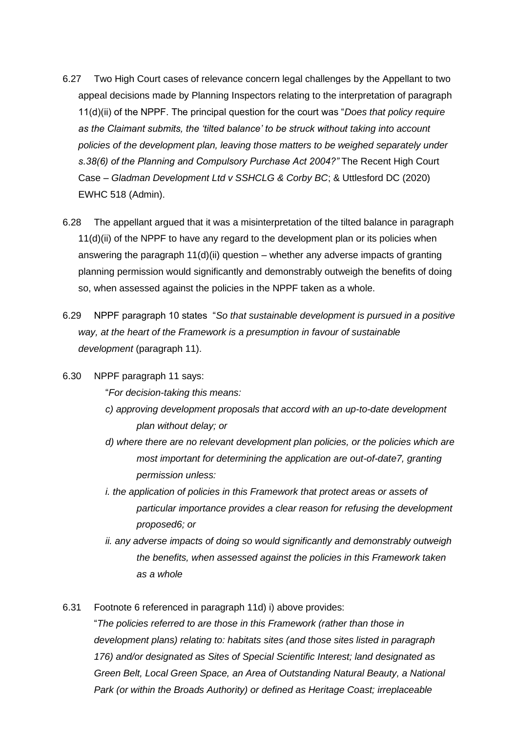6.27 Two High Court cases of relevance concern legal challenges by the Appellant to two appeal decisions made by Planning Inspectors relating to the interpretation of paragraph 11(d)(ii) of the NPPF. The principal question for the court was "*Does that policy require as the Claimant submits, the 'tilted balance' to be struck without taking into account policies of the development plan, leaving those matters to be weighed separately under s.38(6) of the Planning and Compulsory Purchase Act 2004?"* The Recent High Court Case – *Gladman Development Ltd v SSHCLG & Corby BC*; & Uttlesford DC (2020) EWHC 518 (Admin).

6.28 The appellant argued that it was a misinterpretation of the tilted balance in paragraph 11(d)(ii) of the NPPF to have any regard to the development plan or its policies when answering the paragraph 11(d)(ii) question – whether any adverse impacts of granting planning permission would significantly and demonstrably outweigh the benefits of doing so, when assessed against the policies in the NPPF taken as a whole.

6.29 NPPF paragraph 10 states "*So that sustainable development is pursued in a positive way, at the heart of the Framework is a presumption in favour of sustainable development* (paragraph 11).

6.30 NPPF paragraph 11 says:

"*For decision-taking this means:*

*c) approving development proposals that accord with an up-to-date development plan without delay; or*

*d) where there are no relevant development plan policies, or the policies which are most important for determining the application are out-of-date7, granting permission unless:*

*i. the application of policies in this Framework that protect areas or assets of particular importance provides a clear reason for refusing the development proposed6; or*

*ii. any adverse impacts of doing so would significantly and demonstrably outweigh the benefits, when assessed against the policies in this Framework taken as a whole*

6.31 Footnote 6 referenced in paragraph 11d) i) above provides:

"*The policies referred to are those in this Framework (rather than those in development plans) relating to: habitats sites (and those sites listed in paragraph 176) and/or designated as Sites of Special Scientific Interest; land designated as Green Belt, Local Green Space, an Area of Outstanding Natural Beauty, a National Park (or within the Broads Authority) or defined as Heritage Coast; irreplaceable*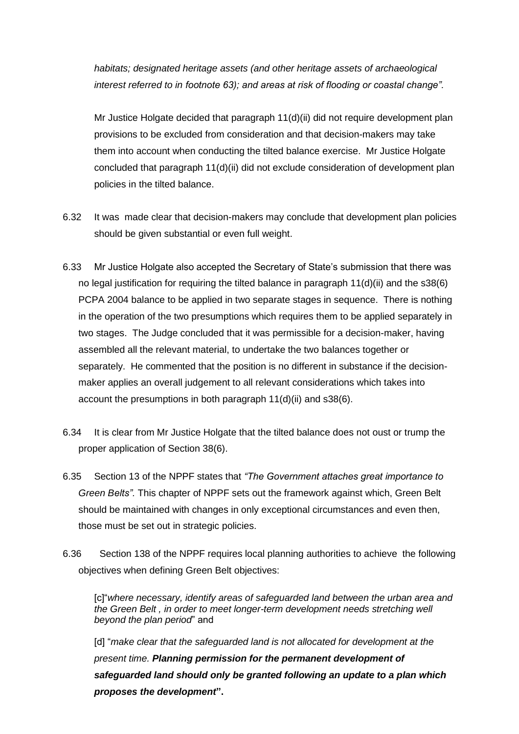*habitats; designated heritage assets (and other heritage assets of archaeological interest referred to in footnote 63); and areas at risk of flooding or coastal change".*

Mr Justice Holgate decided that paragraph 11(d)(ii) did not require development plan provisions to be excluded from consideration and that decision-makers may take them into account when conducting the tilted balance exercise. Mr Justice Holgate concluded that paragraph 11(d)(ii) did not exclude consideration of development plan policies in the tilted balance.

6.32 It was made clear that decision-makers may conclude that development plan policies should be given substantial or even full weight.

6.33 Mr Justice Holgate also accepted the Secretary of State's submission that there was no legal justification for requiring the tilted balance in paragraph 11(d)(ii) and the s38(6) PCPA 2004 balance to be applied in two separate stages in sequence. There is nothing in the operation of the two presumptions which requires them to be applied separately in two stages. The Judge concluded that it was permissible for a decision-maker, having assembled all the relevant material, to undertake the two balances together or separately. He commented that the position is no different in substance if the decision-maker applies an overall judgement to all relevant considerations which takes into account the presumptions in both paragraph 11(d)(ii) and s38(6).

6.34 It is clear from Mr Justice Holgate that the tilted balance does not oust or trump the proper application of Section 38(6).

6.35 Section 13 of the NPPF states that *"The Government attaches great importance to Green Belts".* This chapter of NPPF sets out the framework against which, Green Belt should be maintained with changes in only exceptional circumstances and even then, those must be set out in strategic policies.

6.36 Section 138 of the NPPF requires local planning authorities to achieve the following objectives when defining Green Belt objectives:

> [c]"*where necessary, identify areas of safeguarded land between the urban area and the Green Belt , in order to meet longer-term development needs stretching well beyond the plan period*" and
>
> [d] "*make clear that the safeguarded land is not allocated for development at the present time.* ***Planning permission for the permanent development of safeguarded land should only be granted following an update to a plan which proposes the development*****".**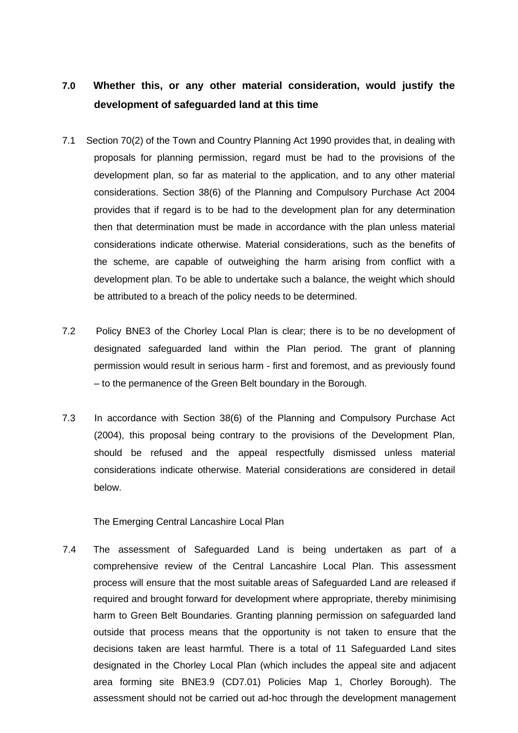## 7.0 Whether this, or any other material consideration, would justify the development of safeguarded land at this time

7.1 Section 70(2) of the Town and Country Planning Act 1990 provides that, in dealing with proposals for planning permission, regard must be had to the provisions of the development plan, so far as material to the application, and to any other material considerations. Section 38(6) of the Planning and Compulsory Purchase Act 2004 provides that if regard is to be had to the development plan for any determination then that determination must be made in accordance with the plan unless material considerations indicate otherwise. Material considerations, such as the benefits of the scheme, are capable of outweighing the harm arising from conflict with a development plan. To be able to undertake such a balance, the weight which should be attributed to a breach of the policy needs to be determined.

7.2 Policy BNE3 of the Chorley Local Plan is clear; there is to be no development of designated safeguarded land within the Plan period. The grant of planning permission would result in serious harm - first and foremost, and as previously found – to the permanence of the Green Belt boundary in the Borough.

7.3 In accordance with Section 38(6) of the Planning and Compulsory Purchase Act (2004), this proposal being contrary to the provisions of the Development Plan, should be refused and the appeal respectfully dismissed unless material considerations indicate otherwise. Material considerations are considered in detail below.

The Emerging Central Lancashire Local Plan

7.4 The assessment of Safeguarded Land is being undertaken as part of a comprehensive review of the Central Lancashire Local Plan. This assessment process will ensure that the most suitable areas of Safeguarded Land are released if required and brought forward for development where appropriate, thereby minimising harm to Green Belt Boundaries. Granting planning permission on safeguarded land outside that process means that the opportunity is not taken to ensure that the decisions taken are least harmful. There is a total of 11 Safeguarded Land sites designated in the Chorley Local Plan (which includes the appeal site and adjacent area forming site BNE3.9 (CD7.01) Policies Map 1, Chorley Borough). The assessment should not be carried out ad-hoc through the development management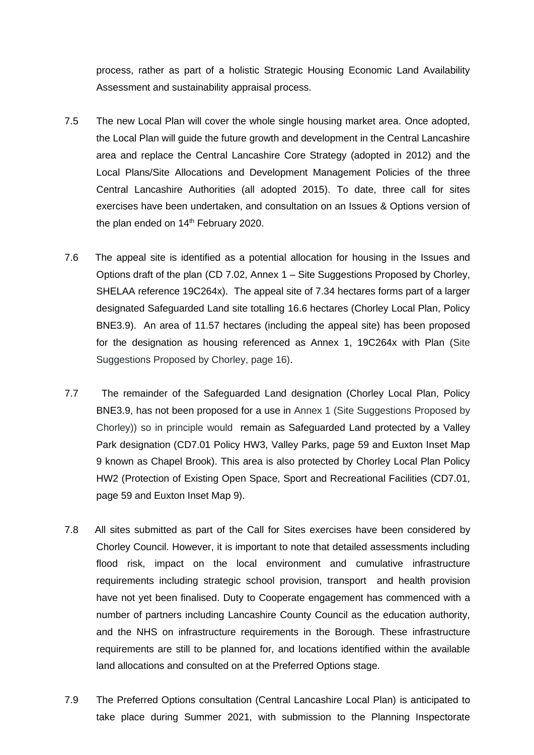process, rather as part of a holistic Strategic Housing Economic Land Availability Assessment and sustainability appraisal process.

7.5 The new Local Plan will cover the whole single housing market area. Once adopted, the Local Plan will guide the future growth and development in the Central Lancashire area and replace the Central Lancashire Core Strategy (adopted in 2012) and the Local Plans/Site Allocations and Development Management Policies of the three Central Lancashire Authorities (all adopted 2015). To date, three call for sites exercises have been undertaken, and consultation on an Issues & Options version of the plan ended on 14th February 2020.

7.6 The appeal site is identified as a potential allocation for housing in the Issues and Options draft of the plan (CD 7.02, Annex 1 – Site Suggestions Proposed by Chorley, SHELAA reference 19C264x). The appeal site of 7.34 hectares forms part of a larger designated Safeguarded Land site totalling 16.6 hectares (Chorley Local Plan, Policy BNE3.9). An area of 11.57 hectares (including the appeal site) has been proposed for the designation as housing referenced as Annex 1, 19C264x with Plan (Site Suggestions Proposed by Chorley, page 16).

7.7 The remainder of the Safeguarded Land designation (Chorley Local Plan, Policy BNE3.9, has not been proposed for a use in Annex 1 (Site Suggestions Proposed by Chorley)) so in principle would remain as Safeguarded Land protected by a Valley Park designation (CD7.01 Policy HW3, Valley Parks, page 59 and Euxton Inset Map 9 known as Chapel Brook). This area is also protected by Chorley Local Plan Policy HW2 (Protection of Existing Open Space, Sport and Recreational Facilities (CD7.01, page 59 and Euxton Inset Map 9).

7.8 All sites submitted as part of the Call for Sites exercises have been considered by Chorley Council. However, it is important to note that detailed assessments including flood risk, impact on the local environment and cumulative infrastructure requirements including strategic school provision, transport and health provision have not yet been finalised. Duty to Cooperate engagement has commenced with a number of partners including Lancashire County Council as the education authority, and the NHS on infrastructure requirements in the Borough. These infrastructure requirements are still to be planned for, and locations identified within the available land allocations and consulted on at the Preferred Options stage.

7.9 The Preferred Options consultation (Central Lancashire Local Plan) is anticipated to take place during Summer 2021, with submission to the Planning Inspectorate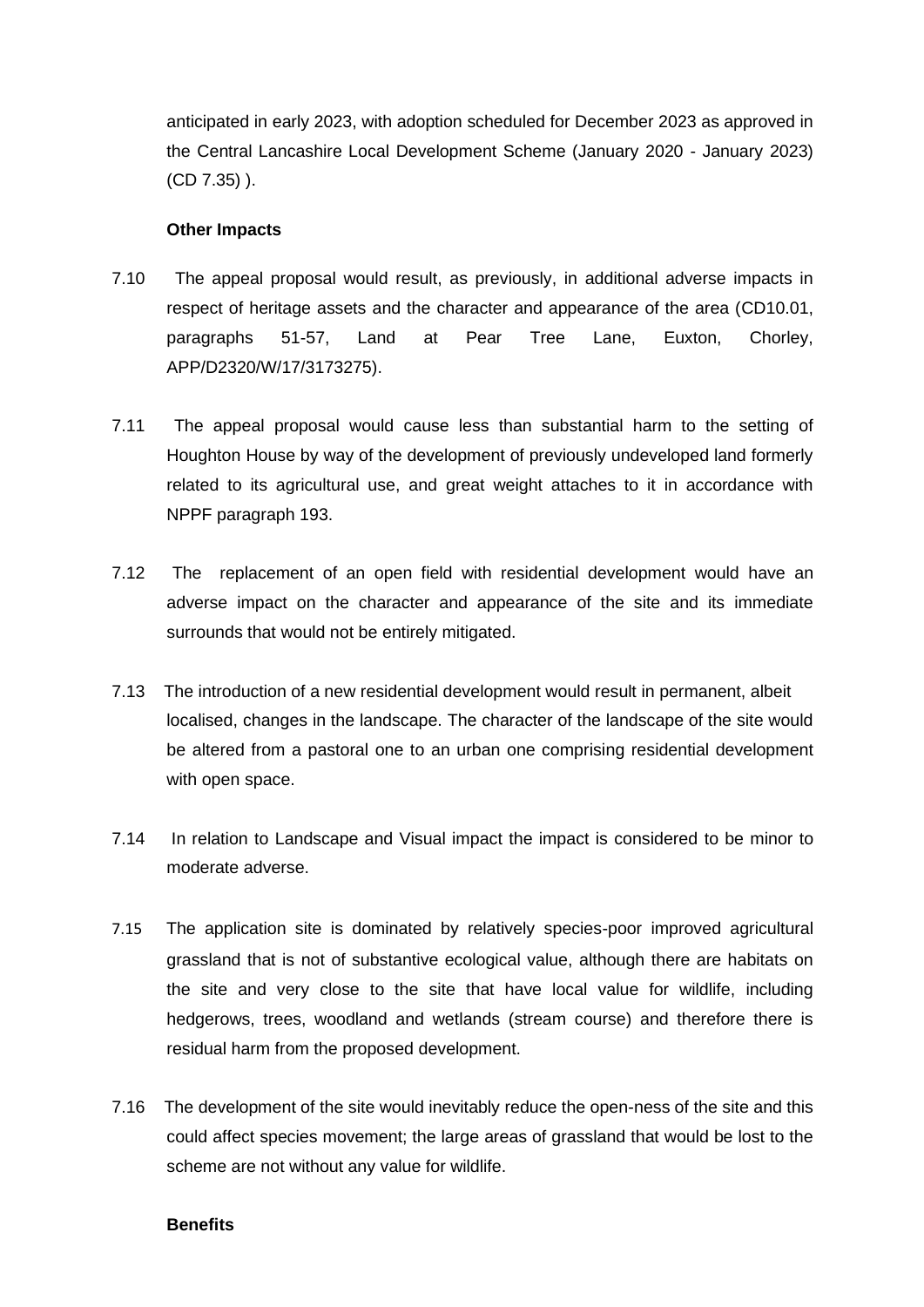anticipated in early 2023, with adoption scheduled for December 2023 as approved in the Central Lancashire Local Development Scheme (January 2020 - January 2023) (CD 7.35) ).

**Other Impacts**

7.10 The appeal proposal would result, as previously, in additional adverse impacts in respect of heritage assets and the character and appearance of the area (CD10.01, paragraphs 51-57, Land at Pear Tree Lane, Euxton, Chorley, APP/D2320/W/17/3173275).

7.11 The appeal proposal would cause less than substantial harm to the setting of Houghton House by way of the development of previously undeveloped land formerly related to its agricultural use, and great weight attaches to it in accordance with NPPF paragraph 193.

7.12 The replacement of an open field with residential development would have an adverse impact on the character and appearance of the site and its immediate surrounds that would not be entirely mitigated.

7.13 The introduction of a new residential development would result in permanent, albeit localised, changes in the landscape. The character of the landscape of the site would be altered from a pastoral one to an urban one comprising residential development with open space.

7.14 In relation to Landscape and Visual impact the impact is considered to be minor to moderate adverse.

7.15 The application site is dominated by relatively species-poor improved agricultural grassland that is not of substantive ecological value, although there are habitats on the site and very close to the site that have local value for wildlife, including hedgerows, trees, woodland and wetlands (stream course) and therefore there is residual harm from the proposed development.

7.16 The development of the site would inevitably reduce the open-ness of the site and this could affect species movement; the large areas of grassland that would be lost to the scheme are not without any value for wildlife.

**Benefits**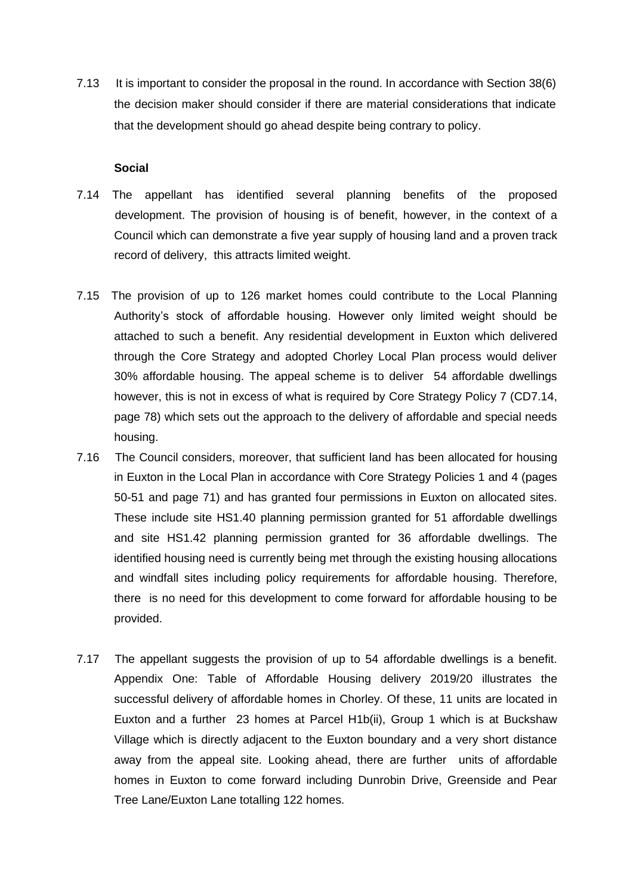7.13 It is important to consider the proposal in the round. In accordance with Section 38(6) the decision maker should consider if there are material considerations that indicate that the development should go ahead despite being contrary to policy.

**Social**

7.14 The appellant has identified several planning benefits of the proposed development. The provision of housing is of benefit, however, in the context of a Council which can demonstrate a five year supply of housing land and a proven track record of delivery, this attracts limited weight.

7.15 The provision of up to 126 market homes could contribute to the Local Planning Authority's stock of affordable housing. However only limited weight should be attached to such a benefit. Any residential development in Euxton which delivered through the Core Strategy and adopted Chorley Local Plan process would deliver 30% affordable housing. The appeal scheme is to deliver 54 affordable dwellings however, this is not in excess of what is required by Core Strategy Policy 7 (CD7.14, page 78) which sets out the approach to the delivery of affordable and special needs housing.

7.16 The Council considers, moreover, that sufficient land has been allocated for housing in Euxton in the Local Plan in accordance with Core Strategy Policies 1 and 4 (pages 50-51 and page 71) and has granted four permissions in Euxton on allocated sites. These include site HS1.40 planning permission granted for 51 affordable dwellings and site HS1.42 planning permission granted for 36 affordable dwellings. The identified housing need is currently being met through the existing housing allocations and windfall sites including policy requirements for affordable housing. Therefore, there is no need for this development to come forward for affordable housing to be provided.

7.17 The appellant suggests the provision of up to 54 affordable dwellings is a benefit. Appendix One: Table of Affordable Housing delivery 2019/20 illustrates the successful delivery of affordable homes in Chorley. Of these, 11 units are located in Euxton and a further 23 homes at Parcel H1b(ii), Group 1 which is at Buckshaw Village which is directly adjacent to the Euxton boundary and a very short distance away from the appeal site. Looking ahead, there are further units of affordable homes in Euxton to come forward including Dunrobin Drive, Greenside and Pear Tree Lane/Euxton Lane totalling 122 homes.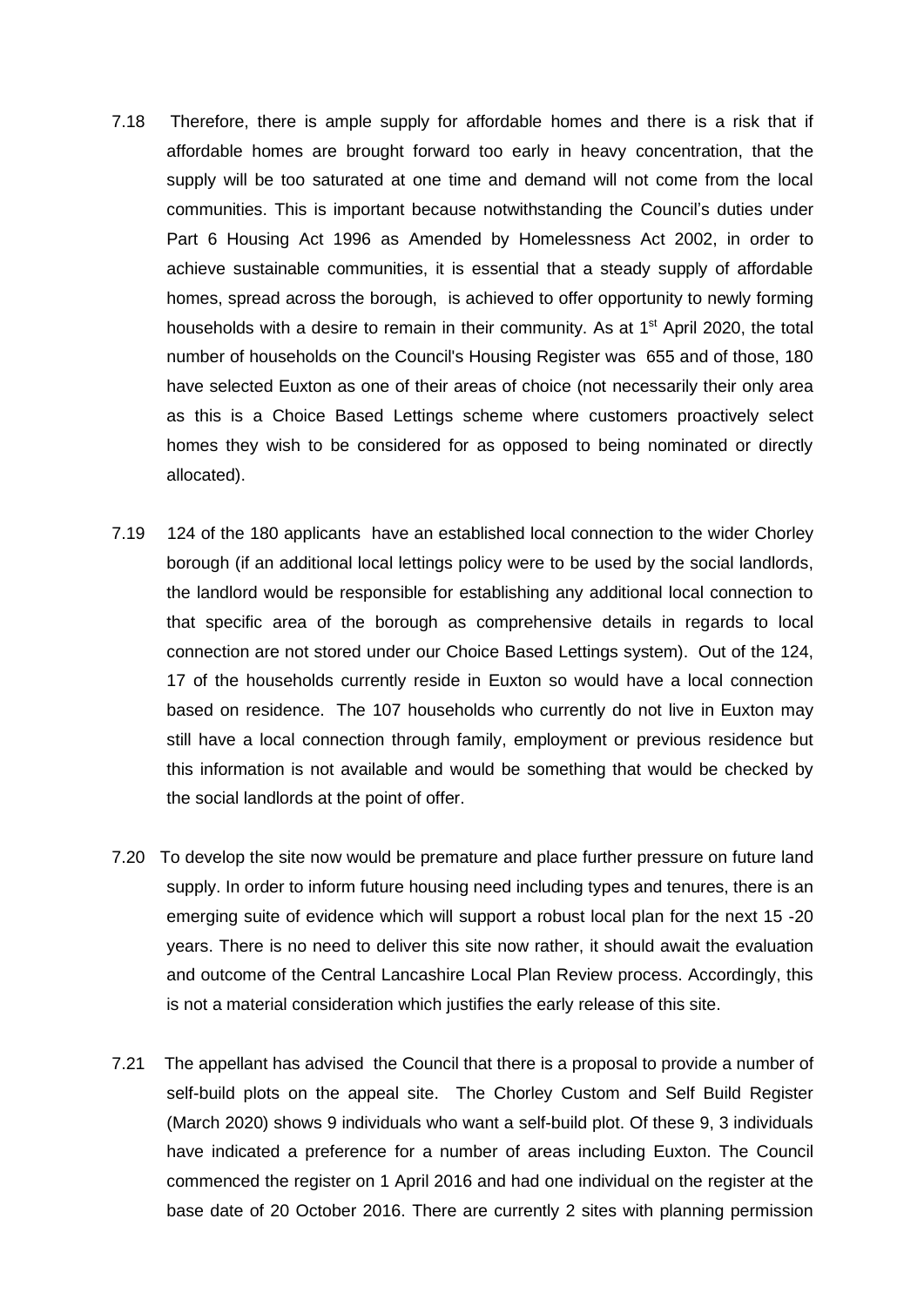7.18 Therefore, there is ample supply for affordable homes and there is a risk that if affordable homes are brought forward too early in heavy concentration, that the supply will be too saturated at one time and demand will not come from the local communities. This is important because notwithstanding the Council's duties under Part 6 Housing Act 1996 as Amended by Homelessness Act 2002, in order to achieve sustainable communities, it is essential that a steady supply of affordable homes, spread across the borough, is achieved to offer opportunity to newly forming households with a desire to remain in their community. As at 1st April 2020, the total number of households on the Council's Housing Register was 655 and of those, 180 have selected Euxton as one of their areas of choice (not necessarily their only area as this is a Choice Based Lettings scheme where customers proactively select homes they wish to be considered for as opposed to being nominated or directly allocated).

7.19 124 of the 180 applicants have an established local connection to the wider Chorley borough (if an additional local lettings policy were to be used by the social landlords, the landlord would be responsible for establishing any additional local connection to that specific area of the borough as comprehensive details in regards to local connection are not stored under our Choice Based Lettings system). Out of the 124, 17 of the households currently reside in Euxton so would have a local connection based on residence. The 107 households who currently do not live in Euxton may still have a local connection through family, employment or previous residence but this information is not available and would be something that would be checked by the social landlords at the point of offer.

7.20 To develop the site now would be premature and place further pressure on future land supply. In order to inform future housing need including types and tenures, there is an emerging suite of evidence which will support a robust local plan for the next 15 -20 years. There is no need to deliver this site now rather, it should await the evaluation and outcome of the Central Lancashire Local Plan Review process. Accordingly, this is not a material consideration which justifies the early release of this site.

7.21 The appellant has advised the Council that there is a proposal to provide a number of self-build plots on the appeal site. The Chorley Custom and Self Build Register (March 2020) shows 9 individuals who want a self-build plot. Of these 9, 3 individuals have indicated a preference for a number of areas including Euxton. The Council commenced the register on 1 April 2016 and had one individual on the register at the base date of 20 October 2016. There are currently 2 sites with planning permission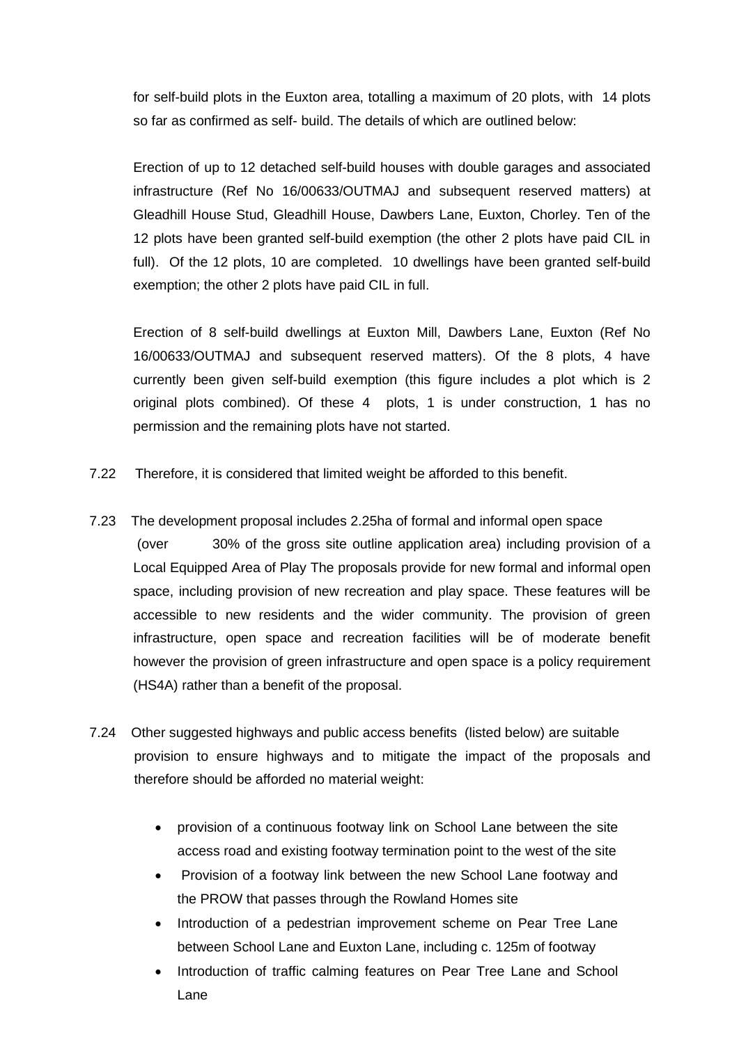for self-build plots in the Euxton area, totalling a maximum of 20 plots, with 14 plots so far as confirmed as self- build. The details of which are outlined below:

Erection of up to 12 detached self-build houses with double garages and associated infrastructure (Ref No 16/00633/OUTMAJ and subsequent reserved matters) at Gleadhill House Stud, Gleadhill House, Dawbers Lane, Euxton, Chorley. Ten of the 12 plots have been granted self-build exemption (the other 2 plots have paid CIL in full). Of the 12 plots, 10 are completed. 10 dwellings have been granted self-build exemption; the other 2 plots have paid CIL in full.

Erection of 8 self-build dwellings at Euxton Mill, Dawbers Lane, Euxton (Ref No 16/00633/OUTMAJ and subsequent reserved matters). Of the 8 plots, 4 have currently been given self-build exemption (this figure includes a plot which is 2 original plots combined). Of these 4 plots, 1 is under construction, 1 has no permission and the remaining plots have not started.

7.22 Therefore, it is considered that limited weight be afforded to this benefit.

7.23 The development proposal includes 2.25ha of formal and informal open space (over 30% of the gross site outline application area) including provision of a Local Equipped Area of Play The proposals provide for new formal and informal open space, including provision of new recreation and play space. These features will be accessible to new residents and the wider community. The provision of green infrastructure, open space and recreation facilities will be of moderate benefit however the provision of green infrastructure and open space is a policy requirement (HS4A) rather than a benefit of the proposal.

7.24 Other suggested highways and public access benefits (listed below) are suitable provision to ensure highways and to mitigate the impact of the proposals and therefore should be afforded no material weight:

- provision of a continuous footway link on School Lane between the site access road and existing footway termination point to the west of the site
- Provision of a footway link between the new School Lane footway and the PROW that passes through the Rowland Homes site
- Introduction of a pedestrian improvement scheme on Pear Tree Lane between School Lane and Euxton Lane, including c. 125m of footway
- Introduction of traffic calming features on Pear Tree Lane and School Lane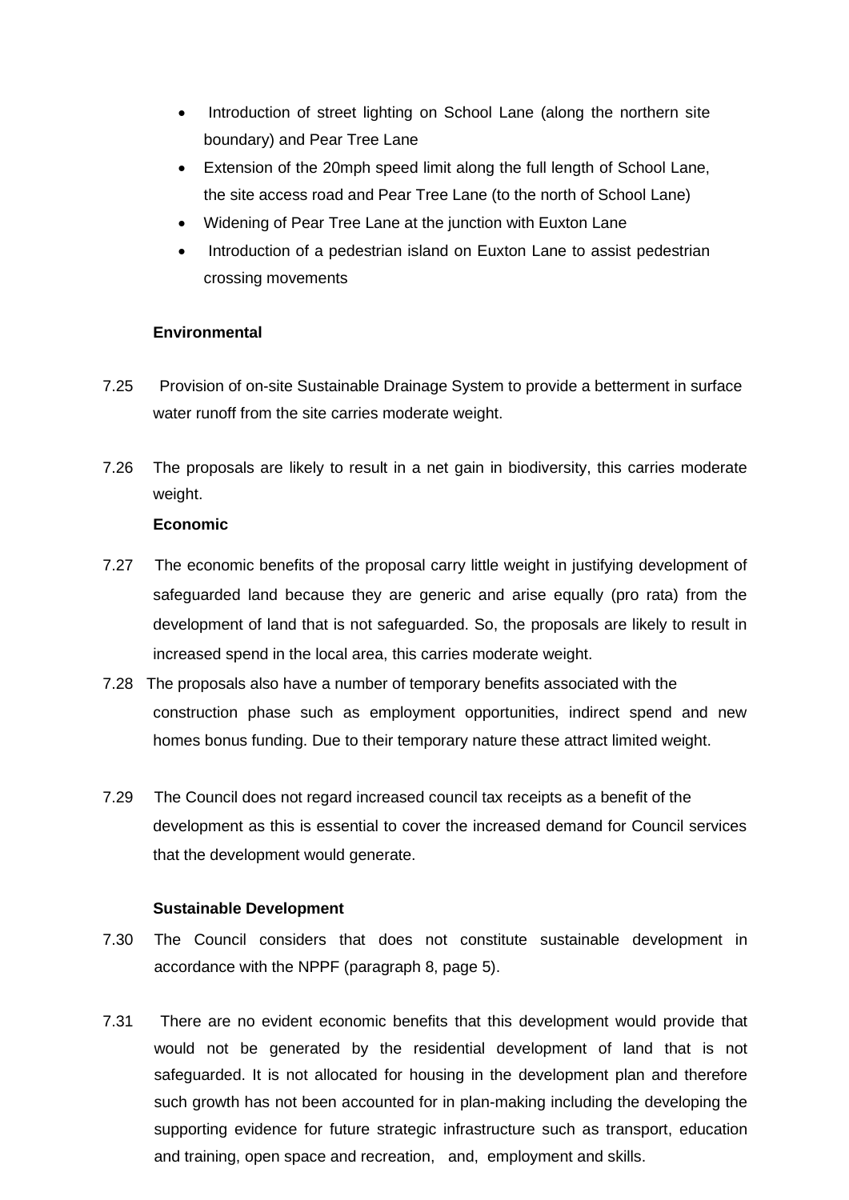- Introduction of street lighting on School Lane (along the northern site boundary) and Pear Tree Lane
- Extension of the 20mph speed limit along the full length of School Lane, the site access road and Pear Tree Lane (to the north of School Lane)
- Widening of Pear Tree Lane at the junction with Euxton Lane
- Introduction of a pedestrian island on Euxton Lane to assist pedestrian crossing movements

**Environmental**

7.25 Provision of on-site Sustainable Drainage System to provide a betterment in surface water runoff from the site carries moderate weight.

7.26 The proposals are likely to result in a net gain in biodiversity, this carries moderate weight.

**Economic**

7.27 The economic benefits of the proposal carry little weight in justifying development of safeguarded land because they are generic and arise equally (pro rata) from the development of land that is not safeguarded. So, the proposals are likely to result in increased spend in the local area, this carries moderate weight.

7.28 The proposals also have a number of temporary benefits associated with the construction phase such as employment opportunities, indirect spend and new homes bonus funding. Due to their temporary nature these attract limited weight.

7.29 The Council does not regard increased council tax receipts as a benefit of the development as this is essential to cover the increased demand for Council services that the development would generate.

**Sustainable Development**

7.30 The Council considers that does not constitute sustainable development in accordance with the NPPF (paragraph 8, page 5).

7.31 There are no evident economic benefits that this development would provide that would not be generated by the residential development of land that is not safeguarded. It is not allocated for housing in the development plan and therefore such growth has not been accounted for in plan-making including the developing the supporting evidence for future strategic infrastructure such as transport, education and training, open space and recreation, and, employment and skills.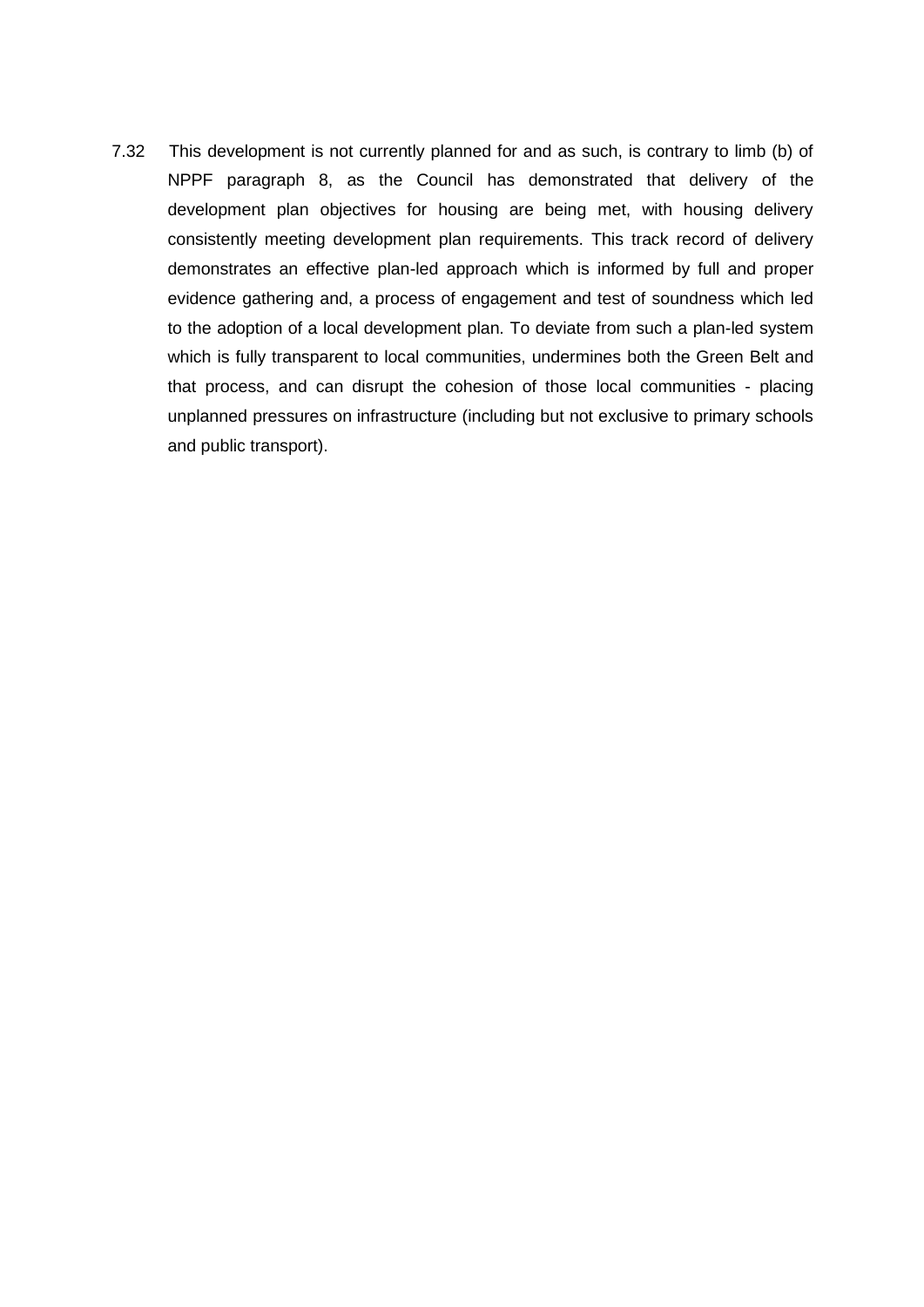7.32 This development is not currently planned for and as such, is contrary to limb (b) of NPPF paragraph 8, as the Council has demonstrated that delivery of the development plan objectives for housing are being met, with housing delivery consistently meeting development plan requirements. This track record of delivery demonstrates an effective plan-led approach which is informed by full and proper evidence gathering and, a process of engagement and test of soundness which led to the adoption of a local development plan. To deviate from such a plan-led system which is fully transparent to local communities, undermines both the Green Belt and that process, and can disrupt the cohesion of those local communities - placing unplanned pressures on infrastructure (including but not exclusive to primary schools and public transport).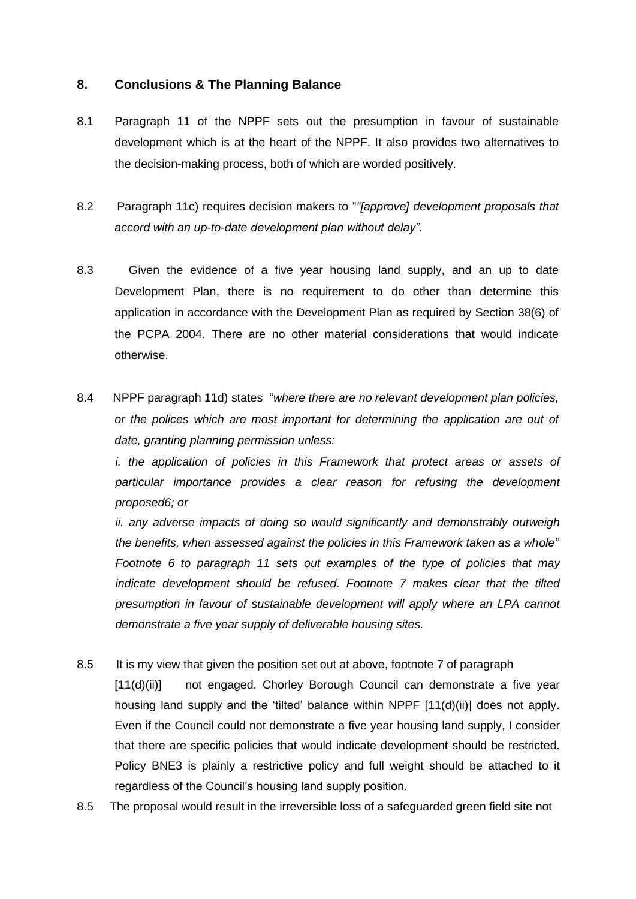## 8. Conclusions & The Planning Balance

8.1 Paragraph 11 of the NPPF sets out the presumption in favour of sustainable development which is at the heart of the NPPF. It also provides two alternatives to the decision-making process, both of which are worded positively.

8.2 Paragraph 11c) requires decision makers to "*"[approve] development proposals that accord with an up-to-date development plan without delay"*.

8.3 Given the evidence of a five year housing land supply, and an up to date Development Plan, there is no requirement to do other than determine this application in accordance with the Development Plan as required by Section 38(6) of the PCPA 2004. There are no other material considerations that would indicate otherwise.

8.4 NPPF paragraph 11d) states "*where there are no relevant development plan policies, or the polices which are most important for determining the application are out of date, granting planning permission unless:*

*i. the application of policies in this Framework that protect areas or assets of particular importance provides a clear reason for refusing the development proposed6; or*

*ii. any adverse impacts of doing so would significantly and demonstrably outweigh the benefits, when assessed against the policies in this Framework taken as a whole" Footnote 6 to paragraph 11 sets out examples of the type of policies that may indicate development should be refused. Footnote 7 makes clear that the tilted presumption in favour of sustainable development will apply where an LPA cannot demonstrate a five year supply of deliverable housing sites.*

8.5 It is my view that given the position set out at above, footnote 7 of paragraph [11(d)(ii)] not engaged. Chorley Borough Council can demonstrate a five year housing land supply and the 'tilted' balance within NPPF [11(d)(ii)] does not apply. Even if the Council could not demonstrate a five year housing land supply, I consider that there are specific policies that would indicate development should be restricted. Policy BNE3 is plainly a restrictive policy and full weight should be attached to it regardless of the Council's housing land supply position.

8.5 The proposal would result in the irreversible loss of a safeguarded green field site not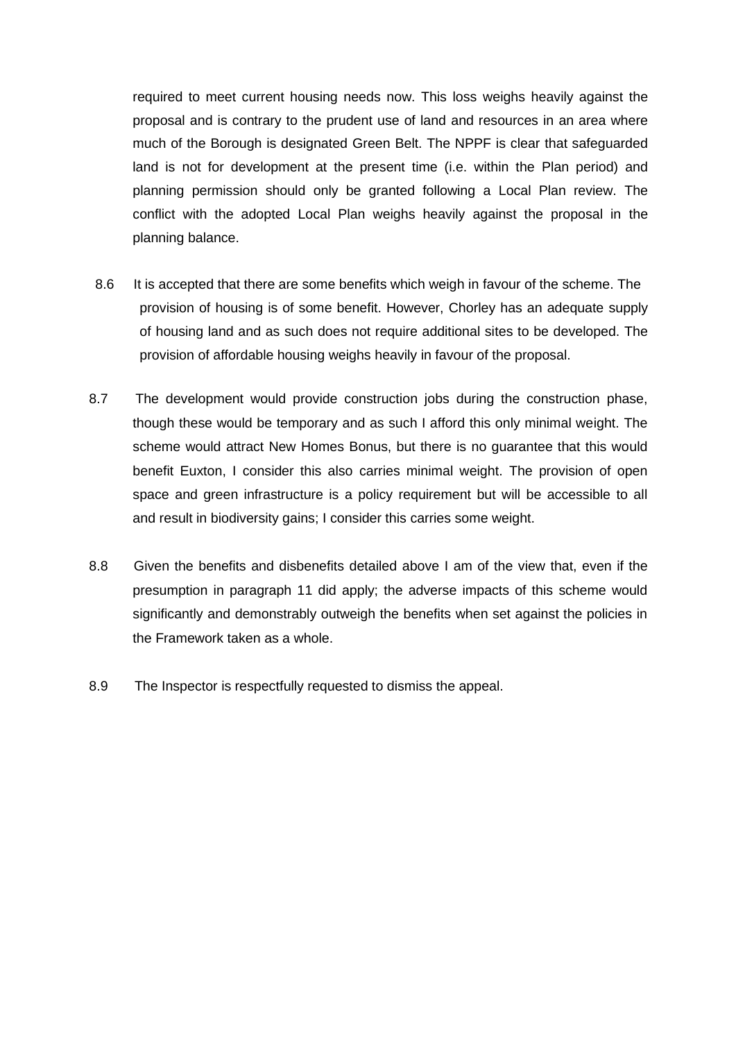required to meet current housing needs now. This loss weighs heavily against the proposal and is contrary to the prudent use of land and resources in an area where much of the Borough is designated Green Belt. The NPPF is clear that safeguarded land is not for development at the present time (i.e. within the Plan period) and planning permission should only be granted following a Local Plan review. The conflict with the adopted Local Plan weighs heavily against the proposal in the planning balance.

8.6 It is accepted that there are some benefits which weigh in favour of the scheme. The provision of housing is of some benefit. However, Chorley has an adequate supply of housing land and as such does not require additional sites to be developed. The provision of affordable housing weighs heavily in favour of the proposal.

8.7 The development would provide construction jobs during the construction phase, though these would be temporary and as such I afford this only minimal weight. The scheme would attract New Homes Bonus, but there is no guarantee that this would benefit Euxton, I consider this also carries minimal weight. The provision of open space and green infrastructure is a policy requirement but will be accessible to all and result in biodiversity gains; I consider this carries some weight.

8.8 Given the benefits and disbenefits detailed above I am of the view that, even if the presumption in paragraph 11 did apply; the adverse impacts of this scheme would significantly and demonstrably outweigh the benefits when set against the policies in the Framework taken as a whole.

8.9 The Inspector is respectfully requested to dismiss the appeal.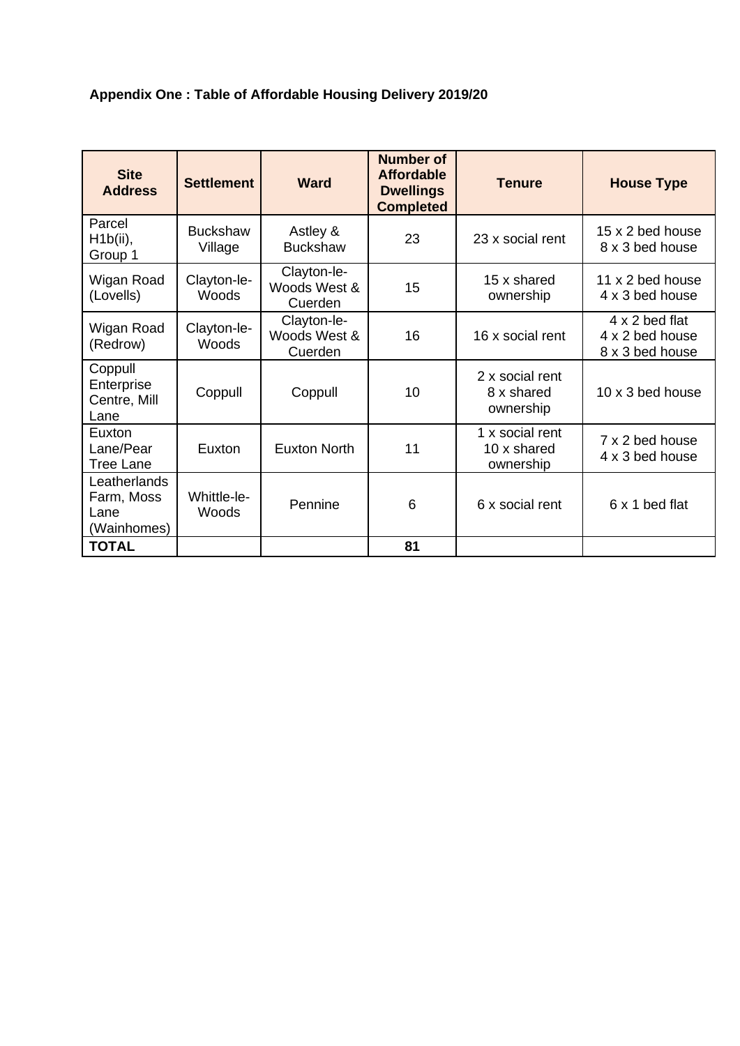**Appendix One : Table of Affordable Housing Delivery 2019/20**

| Site Address | Settlement | Ward | Number of Affordable Dwellings Completed | Tenure | House Type |
|---|---|---|---|---|---|
| Parcel H1b(ii), Group 1 | Buckshaw Village | Astley & Buckshaw | 23 | 23 x social rent | 15 x 2 bed house<br>8 x 3 bed house |
| Wigan Road (Lovells) | Clayton-le-Woods | Clayton-le-Woods West & Cuerden | 15 | 15 x shared ownership | 11 x 2 bed house<br>4 x 3 bed house |
| Wigan Road (Redrow) | Clayton-le-Woods | Clayton-le-Woods West & Cuerden | 16 | 16 x social rent | 4 x 2 bed flat<br>4 x 2 bed house<br>8 x 3 bed house |
| Coppull Enterprise Centre, Mill Lane | Coppull | Coppull | 10 | 2 x social rent<br>8 x shared ownership | 10 x 3 bed house |
| Euxton Lane/Pear Tree Lane | Euxton | Euxton North | 11 | 1 x social rent<br>10 x shared ownership | 7 x 2 bed house<br>4 x 3 bed house |
| Leatherlands Farm, Moss Lane (Wainhomes) | Whittle-le-Woods | Pennine | 6 | 6 x social rent | 6 x 1 bed flat |
| **TOTAL** | | | **81** | | |